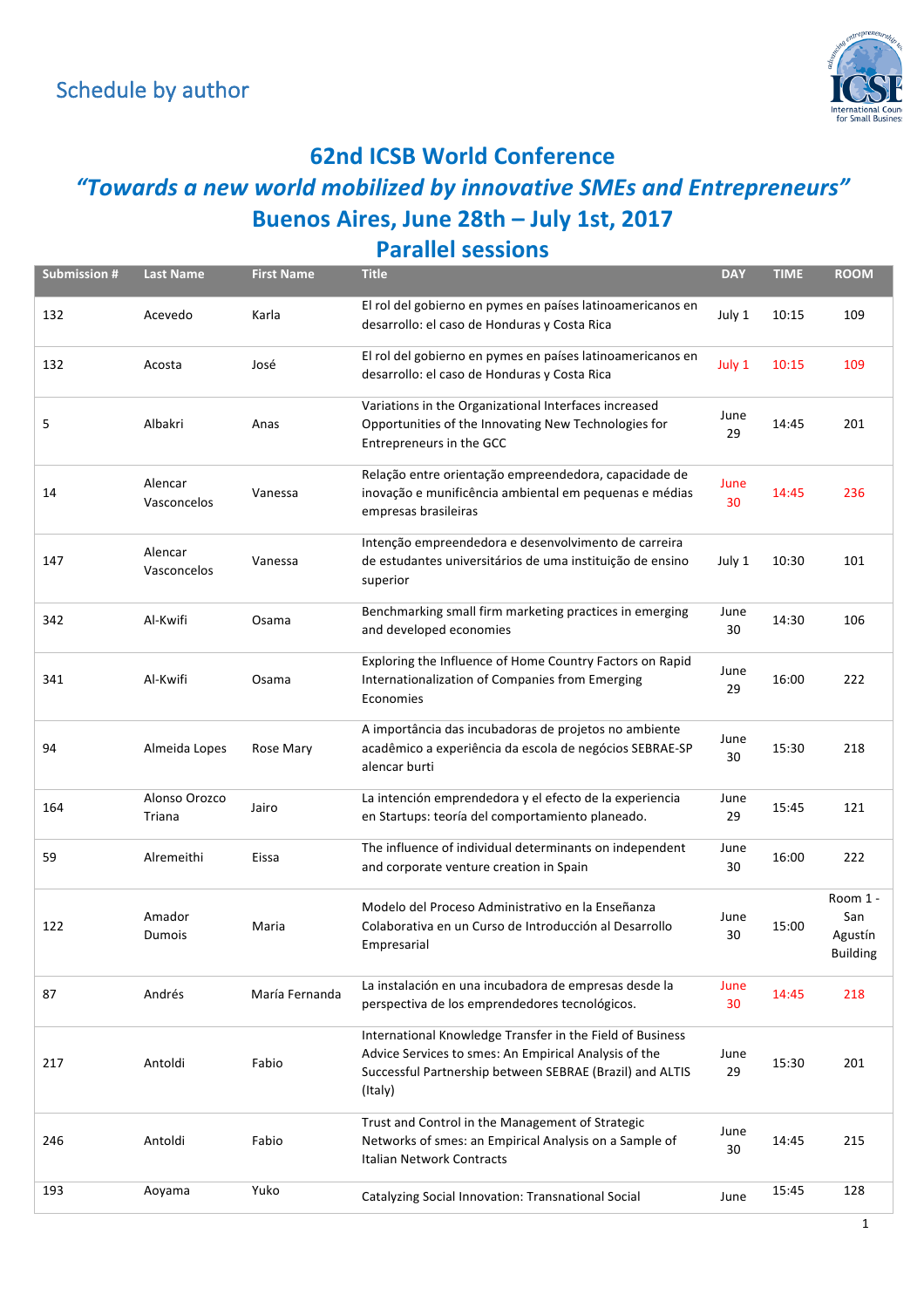Schedule by author

# 62nd ICSB World Conference

## *"Towards a new world mobilized by innovative SMEs and Entrepreneurs"*

## Buenos Aires, June 28th – July 1st, 2017

## Parallel sessions

| Submission # | Last Name | First Name | Title | DAY | TIME | ROOM |
|---|---|---|---|---|---|---|
| 132 | Acevedo | Karla | El rol del gobierno en pymes en países latinoamericanos en desarrollo: el caso de Honduras y Costa Rica | July 1 | 10:15 | 109 |
| 132 | Acosta | José | El rol del gobierno en pymes en países latinoamericanos en desarrollo: el caso de Honduras y Costa Rica | July 1 | 10:15 | 109 |
| 5 | Albakri | Anas | Variations in the Organizational Interfaces increased Opportunities of the Innovating New Technologies for Entrepreneurs in the GCC | June 29 | 14:45 | 201 |
| 14 | Alencar Vasconcelos | Vanessa | Relação entre orientação empreendedora, capacidade de inovação e munificência ambiental em pequenas e médias empresas brasileiras | June 30 | 14:45 | 236 |
| 147 | Alencar Vasconcelos | Vanessa | Intenção empreendedora e desenvolvimento de carreira de estudantes universitários de uma instituição de ensino superior | July 1 | 10:30 | 101 |
| 342 | Al-Kwifi | Osama | Benchmarking small firm marketing practices in emerging and developed economies | June 30 | 14:30 | 106 |
| 341 | Al-Kwifi | Osama | Exploring the Influence of Home Country Factors on Rapid Internationalization of Companies from Emerging Economies | June 29 | 16:00 | 222 |
| 94 | Almeida Lopes | Rose Mary | A importância das incubadoras de projetos no ambiente acadêmico a experiência da escola de negócios SEBRAE-SP alencar burti | June 30 | 15:30 | 218 |
| 164 | Alonso Orozco Triana | Jairo | La intención emprendedora y el efecto de la experiencia en Startups: teoría del comportamiento planeado. | June 29 | 15:45 | 121 |
| 59 | Alremeithi | Eissa | The influence of individual determinants on independent and corporate venture creation in Spain | June 30 | 16:00 | 222 |
| 122 | Amador Dumois | Maria | Modelo del Proceso Administrativo en la Enseñanza Colaborativa en un Curso de Introducción al Desarrollo Empresarial | June 30 | 15:00 | Room 1 - San Agustín Building |
| 87 | Andrés | María Fernanda | La instalación en una incubadora de empresas desde la perspectiva de los emprendedores tecnológicos. | June 30 | 14:45 | 218 |
| 217 | Antoldi | Fabio | International Knowledge Transfer in the Field of Business Advice Services to smes: An Empirical Analysis of the Successful Partnership between SEBRAE (Brazil) and ALTIS (Italy) | June 29 | 15:30 | 201 |
| 246 | Antoldi | Fabio | Trust and Control in the Management of Strategic Networks of smes: an Empirical Analysis on a Sample of Italian Network Contracts | June 30 | 14:45 | 215 |
| 193 | Aoyama | Yuko | Catalyzing Social Innovation: Transnational Social | June | 15:45 | 128 |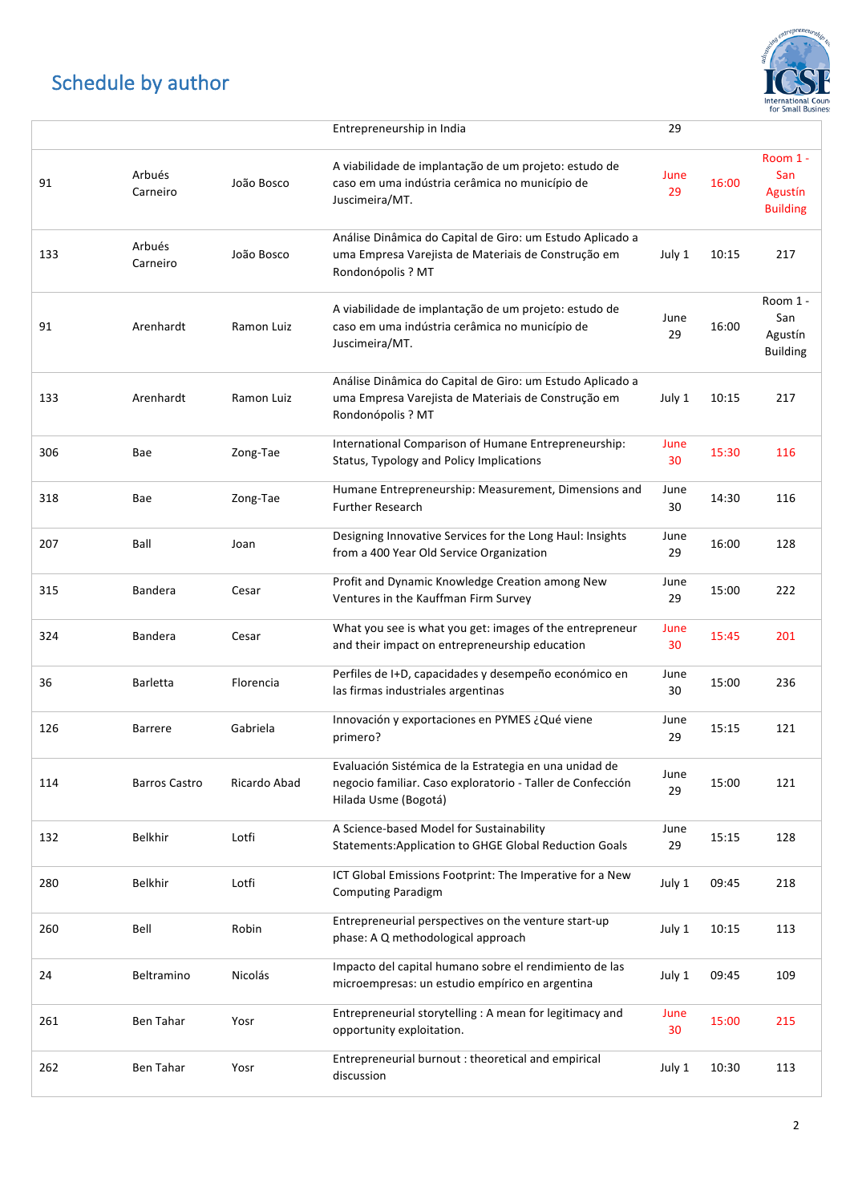## Schedule by author

| | | | | | | |
|---|---|---|---|---|---|---|
| | | | Entrepreneurship in India | 29 | | |
| 91 | Arbués Carneiro | João Bosco | A viabilidade de implantação de um projeto: estudo de caso em uma indústria cerâmica no município de Juscimeira/MT. | June 29 | 16:00 | Room 1 - San Agustín Building |
| 133 | Arbués Carneiro | João Bosco | Análise Dinâmica do Capital de Giro: um Estudo Aplicado a uma Empresa Varejista de Materiais de Construção em Rondonópolis ? MT | July 1 | 10:15 | 217 |
| 91 | Arenhardt | Ramon Luiz | A viabilidade de implantação de um projeto: estudo de caso em uma indústria cerâmica no município de Juscimeira/MT. | June 29 | 16:00 | Room 1 - San Agustín Building |
| 133 | Arenhardt | Ramon Luiz | Análise Dinâmica do Capital de Giro: um Estudo Aplicado a uma Empresa Varejista de Materiais de Construção em Rondonópolis ? MT | July 1 | 10:15 | 217 |
| 306 | Bae | Zong-Tae | International Comparison of Humane Entrepreneurship: Status, Typology and Policy Implications | June 30 | 15:30 | 116 |
| 318 | Bae | Zong-Tae | Humane Entrepreneurship: Measurement, Dimensions and Further Research | June 30 | 14:30 | 116 |
| 207 | Ball | Joan | Designing Innovative Services for the Long Haul: Insights from a 400 Year Old Service Organization | June 29 | 16:00 | 128 |
| 315 | Bandera | Cesar | Profit and Dynamic Knowledge Creation among New Ventures in the Kauffman Firm Survey | June 29 | 15:00 | 222 |
| 324 | Bandera | Cesar | What you see is what you get: images of the entrepreneur and their impact on entrepreneurship education | June 30 | 15:45 | 201 |
| 36 | Barletta | Florencia | Perfiles de I+D, capacidades y desempeño económico en las firmas industriales argentinas | June 30 | 15:00 | 236 |
| 126 | Barrere | Gabriela | Innovación y exportaciones en PYMES ¿Qué viene primero? | June 29 | 15:15 | 121 |
| 114 | Barros Castro | Ricardo Abad | Evaluación Sistémica de la Estrategia en una unidad de negocio familiar. Caso exploratorio - Taller de Confección Hilada Usme (Bogotá) | June 29 | 15:00 | 121 |
| 132 | Belkhir | Lotfi | A Science-based Model for Sustainability Statements:Application to GHGE Global Reduction Goals | June 29 | 15:15 | 128 |
| 280 | Belkhir | Lotfi | ICT Global Emissions Footprint: The Imperative for a New Computing Paradigm | July 1 | 09:45 | 218 |
| 260 | Bell | Robin | Entrepreneurial perspectives on the venture start-up phase: A Q methodological approach | July 1 | 10:15 | 113 |
| 24 | Beltramino | Nicolás | Impacto del capital humano sobre el rendimiento de las microempresas: un estudio empírico en argentina | July 1 | 09:45 | 109 |
| 261 | Ben Tahar | Yosr | Entrepreneurial storytelling : A mean for legitimacy and opportunity exploitation. | June 30 | 15:00 | 215 |
| 262 | Ben Tahar | Yosr | Entrepreneurial burnout : theoretical and empirical discussion | July 1 | 10:30 | 113 |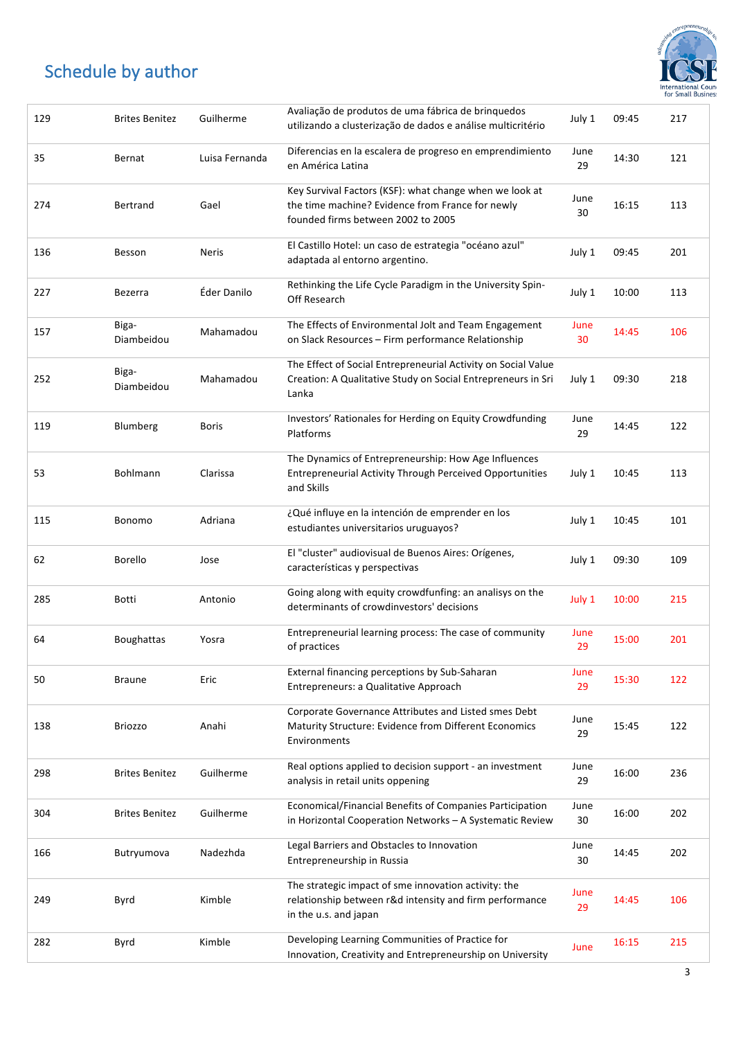# Schedule by author

| | | | | | | |
|---|---|---|---|---|---|---|
| 129 | Brites Benitez | Guilherme | Avaliação de produtos de uma fábrica de brinquedos utilizando a clusterização de dados e análise multicritério | July 1 | 09:45 | 217 |
| 35 | Bernat | Luisa Fernanda | Diferencias en la escalera de progreso en emprendimiento en América Latina | June 29 | 14:30 | 121 |
| 274 | Bertrand | Gael | Key Survival Factors (KSF): what change when we look at the time machine? Evidence from France for newly founded firms between 2002 to 2005 | June 30 | 16:15 | 113 |
| 136 | Besson | Neris | El Castillo Hotel: un caso de estrategia "océano azul" adaptada al entorno argentino. | July 1 | 09:45 | 201 |
| 227 | Bezerra | Éder Danilo | Rethinking the Life Cycle Paradigm in the University Spin-Off Research | July 1 | 10:00 | 113 |
| 157 | Biga-Diambeidou | Mahamadou | The Effects of Environmental Jolt and Team Engagement on Slack Resources – Firm performance Relationship | June 30 | 14:45 | 106 |
| 252 | Biga-Diambeidou | Mahamadou | The Effect of Social Entrepreneurial Activity on Social Value Creation: A Qualitative Study on Social Entrepreneurs in Sri Lanka | July 1 | 09:30 | 218 |
| 119 | Blumberg | Boris | Investors' Rationales for Herding on Equity Crowdfunding Platforms | June 29 | 14:45 | 122 |
| 53 | Bohlmann | Clarissa | The Dynamics of Entrepreneurship: How Age Influences Entrepreneurial Activity Through Perceived Opportunities and Skills | July 1 | 10:45 | 113 |
| 115 | Bonomo | Adriana | ¿Qué influye en la intención de emprender en los estudiantes universitarios uruguayos? | July 1 | 10:45 | 101 |
| 62 | Borello | Jose | El "cluster" audiovisual de Buenos Aires: Orígenes, características y perspectivas | July 1 | 09:30 | 109 |
| 285 | Botti | Antonio | Going along with equity crowdfunfing: an analisys on the determinants of crowdinvestors' decisions | July 1 | 10:00 | 215 |
| 64 | Boughattas | Yosra | Entrepreneurial learning process: The case of community of practices | June 29 | 15:00 | 201 |
| 50 | Braune | Eric | External financing perceptions by Sub-Saharan Entrepreneurs: a Qualitative Approach | June 29 | 15:30 | 122 |
| 138 | Briozzo | Anahi | Corporate Governance Attributes and Listed smes Debt Maturity Structure: Evidence from Different Economics Environments | June 29 | 15:45 | 122 |
| 298 | Brites Benitez | Guilherme | Real options applied to decision support - an investment analysis in retail units oppening | June 29 | 16:00 | 236 |
| 304 | Brites Benitez | Guilherme | Economical/Financial Benefits of Companies Participation in Horizontal Cooperation Networks – A Systematic Review | June 30 | 16:00 | 202 |
| 166 | Butryumova | Nadezhda | Legal Barriers and Obstacles to Innovation Entrepreneurship in Russia | June 30 | 14:45 | 202 |
| 249 | Byrd | Kimble | The strategic impact of sme innovation activity: the relationship between r&d intensity and firm performance in the u.s. and japan | June 29 | 14:45 | 106 |
| 282 | Byrd | Kimble | Developing Learning Communities of Practice for Innovation, Creativity and Entrepreneurship on University | June | 16:15 | 215 |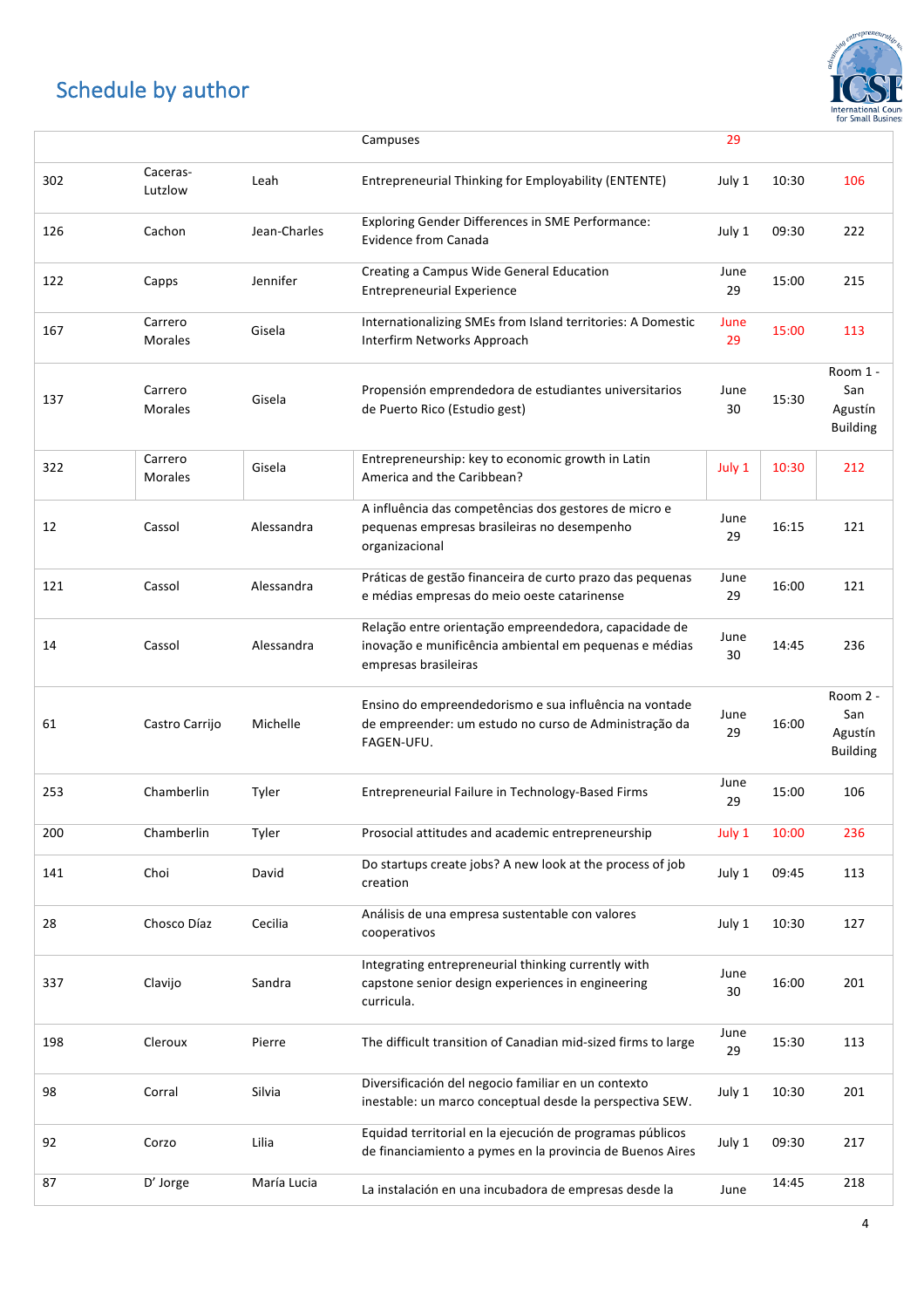## Schedule by author

| | | | | | | |
|---|---|---|---|---|---|---|
| | | | Campuses | 29 | | |
| 302 | Caceras-Lutzlow | Leah | Entrepreneurial Thinking for Employability (ENTENTE) | July 1 | 10:30 | 106 |
| 126 | Cachon | Jean-Charles | Exploring Gender Differences in SME Performance: Evidence from Canada | July 1 | 09:30 | 222 |
| 122 | Capps | Jennifer | Creating a Campus Wide General Education Entrepreneurial Experience | June 29 | 15:00 | 215 |
| 167 | Carrero Morales | Gisela | Internationalizing SMEs from Island territories: A Domestic Interfirm Networks Approach | June 29 | 15:00 | 113 |
| 137 | Carrero Morales | Gisela | Propensión emprendedora de estudiantes universitarios de Puerto Rico (Estudio gest) | June 30 | 15:30 | Room 1 - San Agustín Building |
| 322 | Carrero Morales | Gisela | Entrepreneurship: key to economic growth in Latin America and the Caribbean? | July 1 | 10:30 | 212 |
| 12 | Cassol | Alessandra | A influência das competências dos gestores de micro e pequenas empresas brasileiras no desempenho organizacional | June 29 | 16:15 | 121 |
| 121 | Cassol | Alessandra | Práticas de gestão financeira de curto prazo das pequenas e médias empresas do meio oeste catarinense | June 29 | 16:00 | 121 |
| 14 | Cassol | Alessandra | Relação entre orientação empreendedora, capacidade de inovação e munificência ambiental em pequenas e médias empresas brasileiras | June 30 | 14:45 | 236 |
| 61 | Castro Carrijo | Michelle | Ensino do empreendedorismo e sua influência na vontade de empreender: um estudo no curso de Administração da FAGEN-UFU. | June 29 | 16:00 | Room 2 - San Agustín Building |
| 253 | Chamberlin | Tyler | Entrepreneurial Failure in Technology-Based Firms | June 29 | 15:00 | 106 |
| 200 | Chamberlin | Tyler | Prosocial attitudes and academic entrepreneurship | July 1 | 10:00 | 236 |
| 141 | Choi | David | Do startups create jobs? A new look at the process of job creation | July 1 | 09:45 | 113 |
| 28 | Chosco Díaz | Cecilia | Análisis de una empresa sustentable con valores cooperativos | July 1 | 10:30 | 127 |
| 337 | Clavijo | Sandra | Integrating entrepreneurial thinking currently with capstone senior design experiences in engineering curricula. | June 30 | 16:00 | 201 |
| 198 | Cleroux | Pierre | The difficult transition of Canadian mid-sized firms to large | June 29 | 15:30 | 113 |
| 98 | Corral | Silvia | Diversificación del negocio familiar en un contexto inestable: un marco conceptual desde la perspectiva SEW. | July 1 | 10:30 | 201 |
| 92 | Corzo | Lilia | Equidad territorial en la ejecución de programas públicos de financiamiento a pymes en la provincia de Buenos Aires | July 1 | 09:30 | 217 |
| 87 | D' Jorge | María Lucia | La instalación en una incubadora de empresas desde la | June | 14:45 | 218 |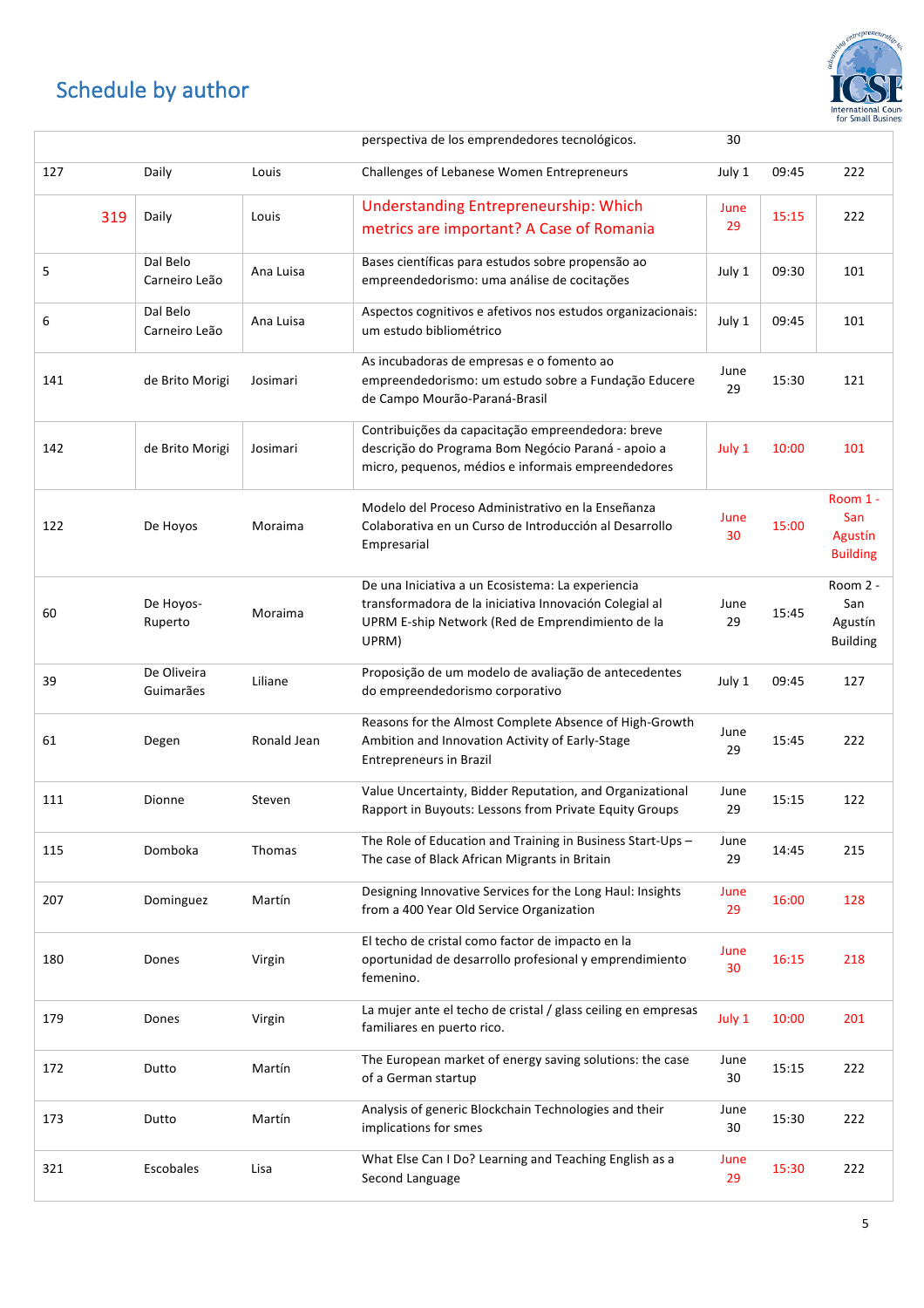## Schedule by author

| | | | | | | |
|---|---|---|---|---|---|---|
| | | | perspectiva de los emprendedores tecnológicos. | 30 | | |
| 127 | Daily | Louis | Challenges of Lebanese Women Entrepreneurs | July 1 | 09:45 | 222 |
| 319 | Daily | Louis | Understanding Entrepreneurship: Which metrics are important? A Case of Romania | June 29 | 15:15 | 222 |
| 5 | Dal Belo Carneiro Leão | Ana Luisa | Bases científicas para estudos sobre propensão ao empreendedorismo: uma análise de cocitações | July 1 | 09:30 | 101 |
| 6 | Dal Belo Carneiro Leão | Ana Luisa | Aspectos cognitivos e afetivos nos estudos organizacionais: um estudo bibliométrico | July 1 | 09:45 | 101 |
| 141 | de Brito Morigi | Josimari | As incubadoras de empresas e o fomento ao empreendedorismo: um estudo sobre a Fundação Educere de Campo Mourão-Paraná-Brasil | June 29 | 15:30 | 121 |
| 142 | de Brito Morigi | Josimari | Contribuições da capacitação empreendedora: breve descrição do Programa Bom Negócio Paraná - apoio a micro, pequenos, médios e informais empreendedores | July 1 | 10:00 | 101 |
| 122 | De Hoyos | Moraima | Modelo del Proceso Administrativo en la Enseñanza Colaborativa en un Curso de Introducción al Desarrollo Empresarial | June 30 | 15:00 | Room 1 - San Agustín Building |
| 60 | De Hoyos-Ruperto | Moraima | De una Iniciativa a un Ecosistema: La experiencia transformadora de la iniciativa Innovación Colegial al UPRM E-ship Network (Red de Emprendimiento de la UPRM) | June 29 | 15:45 | Room 2 - San Agustín Building |
| 39 | De Oliveira Guimarães | Liliane | Proposição de um modelo de avaliação de antecedentes do empreendedorismo corporativo | July 1 | 09:45 | 127 |
| 61 | Degen | Ronald Jean | Reasons for the Almost Complete Absence of High-Growth Ambition and Innovation Activity of Early-Stage Entrepreneurs in Brazil | June 29 | 15:45 | 222 |
| 111 | Dionne | Steven | Value Uncertainty, Bidder Reputation, and Organizational Rapport in Buyouts: Lessons from Private Equity Groups | June 29 | 15:15 | 122 |
| 115 | Domboka | Thomas | The Role of Education and Training in Business Start-Ups – The case of Black African Migrants in Britain | June 29 | 14:45 | 215 |
| 207 | Dominguez | Martín | Designing Innovative Services for the Long Haul: Insights from a 400 Year Old Service Organization | June 29 | 16:00 | 128 |
| 180 | Dones | Virgin | El techo de cristal como factor de impacto en la oportunidad de desarrollo profesional y emprendimiento femenino. | June 30 | 16:15 | 218 |
| 179 | Dones | Virgin | La mujer ante el techo de cristal / glass ceiling en empresas familiares en puerto rico. | July 1 | 10:00 | 201 |
| 172 | Dutto | Martín | The European market of energy saving solutions: the case of a German startup | June 30 | 15:15 | 222 |
| 173 | Dutto | Martín | Analysis of generic Blockchain Technologies and their implications for smes | June 30 | 15:30 | 222 |
| 321 | Escobales | Lisa | What Else Can I Do? Learning and Teaching English as a Second Language | June 29 | 15:30 | 222 |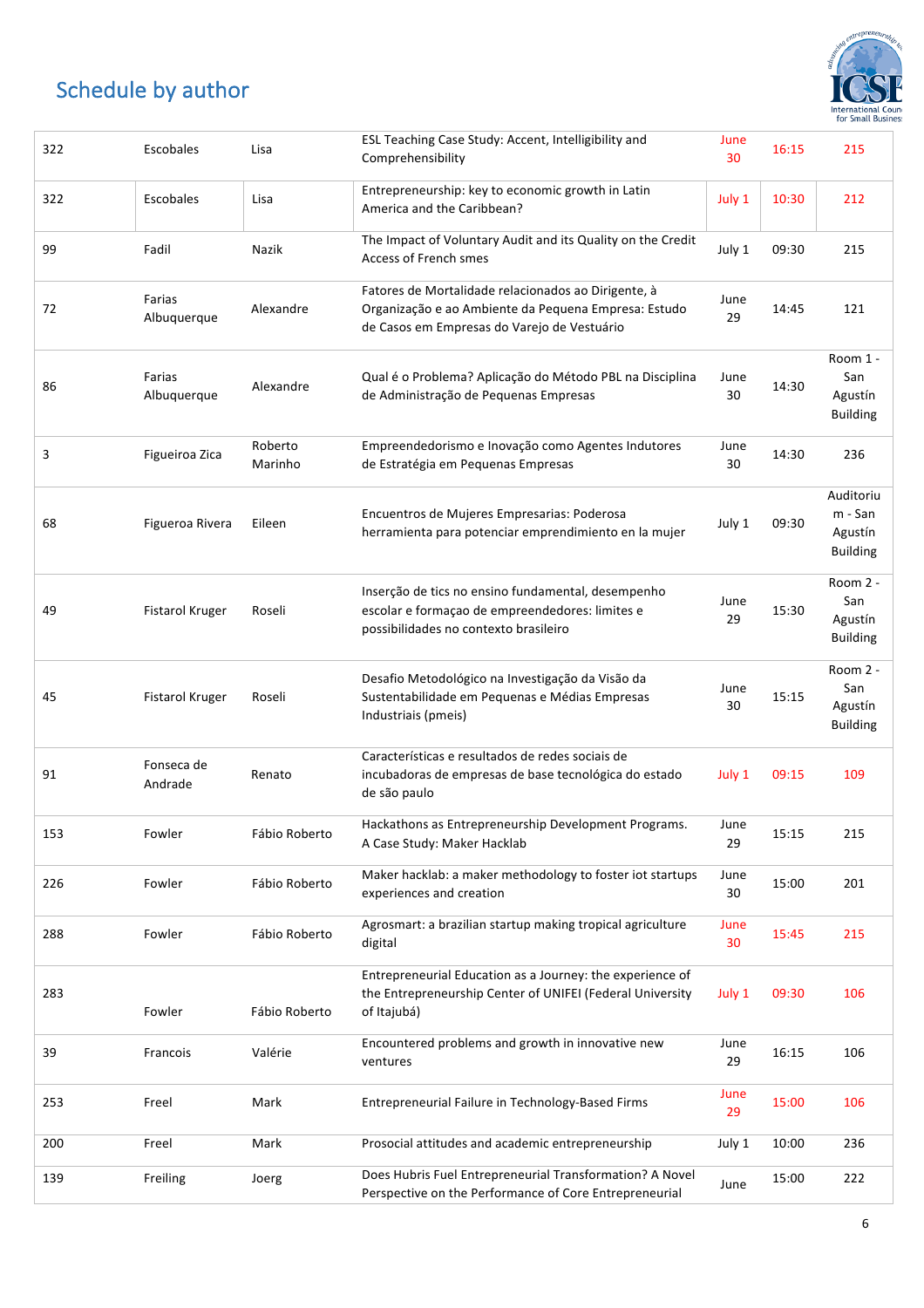## Schedule by author

| | | | | | | |
|---|---|---|---|---|---|---|
| 322 | Escobales | Lisa | ESL Teaching Case Study: Accent, Intelligibility and Comprehensibility | June 30 | 16:15 | 215 |
| 322 | Escobales | Lisa | Entrepreneurship: key to economic growth in Latin America and the Caribbean? | July 1 | 10:30 | 212 |
| 99 | Fadil | Nazik | The Impact of Voluntary Audit and its Quality on the Credit Access of French smes | July 1 | 09:30 | 215 |
| 72 | Farias Albuquerque | Alexandre | Fatores de Mortalidade relacionados ao Dirigente, à Organização e ao Ambiente da Pequena Empresa: Estudo de Casos em Empresas do Varejo de Vestuário | June 29 | 14:45 | 121 |
| 86 | Farias Albuquerque | Alexandre | Qual é o Problema? Aplicação do Método PBL na Disciplina de Administração de Pequenas Empresas | June 30 | 14:30 | Room 1 - San Agustín Building |
| 3 | Figueiroa Zica | Roberto Marinho | Empreendedorismo e Inovação como Agentes Indutores de Estratégia em Pequenas Empresas | June 30 | 14:30 | 236 |
| 68 | Figueroa Rivera | Eileen | Encuentros de Mujeres Empresarias: Poderosa herramienta para potenciar emprendimiento en la mujer | July 1 | 09:30 | Auditorium - San Agustín Building |
| 49 | Fistarol Kruger | Roseli | Inserção de tics no ensino fundamental, desempenho escolar e formaçao de empreendedores: limites e possibilidades no contexto brasileiro | June 29 | 15:30 | Room 2 - San Agustín Building |
| 45 | Fistarol Kruger | Roseli | Desafio Metodológico na Investigação da Visão da Sustentabilidade em Pequenas e Médias Empresas Industriais (pmeis) | June 30 | 15:15 | Room 2 - San Agustín Building |
| 91 | Fonseca de Andrade | Renato | Características e resultados de redes sociais de incubadoras de empresas de base tecnológica do estado de são paulo | July 1 | 09:15 | 109 |
| 153 | Fowler | Fábio Roberto | Hackathons as Entrepreneurship Development Programs. A Case Study: Maker Hacklab | June 29 | 15:15 | 215 |
| 226 | Fowler | Fábio Roberto | Maker hacklab: a maker methodology to foster iot startups experiences and creation | June 30 | 15:00 | 201 |
| 288 | Fowler | Fábio Roberto | Agrosmart: a brazilian startup making tropical agriculture digital | June 30 | 15:45 | 215 |
| 283 | Fowler | Fábio Roberto | Entrepreneurial Education as a Journey: the experience of the Entrepreneurship Center of UNIFEI (Federal University of Itajubá) | July 1 | 09:30 | 106 |
| 39 | Francois | Valérie | Encountered problems and growth in innovative new ventures | June 29 | 16:15 | 106 |
| 253 | Freel | Mark | Entrepreneurial Failure in Technology-Based Firms | June 29 | 15:00 | 106 |
| 200 | Freel | Mark | Prosocial attitudes and academic entrepreneurship | July 1 | 10:00 | 236 |
| 139 | Freiling | Joerg | Does Hubris Fuel Entrepreneurial Transformation? A Novel Perspective on the Performance of Core Entrepreneurial | June | 15:00 | 222 |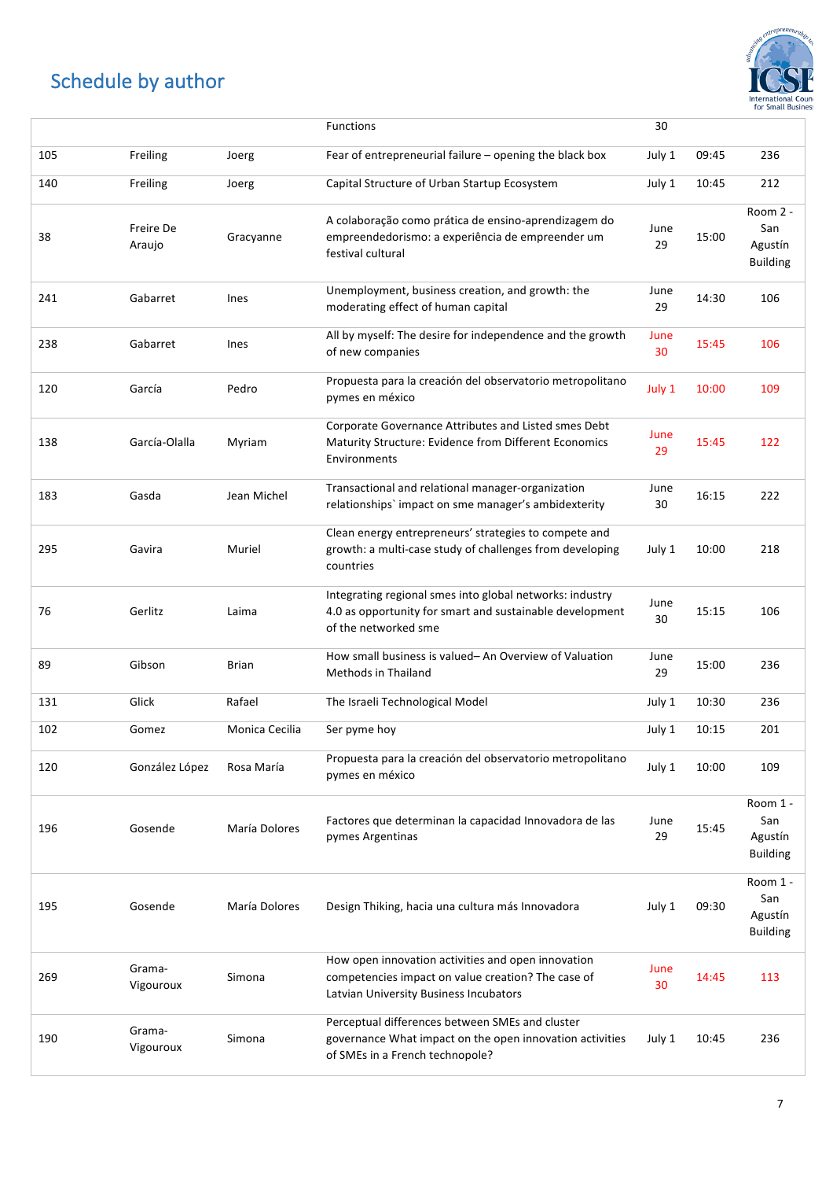## Schedule by author

| | | | | | | |
|---|---|---|---|---|---|---|
| | | | Functions | 30 | | |
| 105 | Freiling | Joerg | Fear of entrepreneurial failure – opening the black box | July 1 | 09:45 | 236 |
| 140 | Freiling | Joerg | Capital Structure of Urban Startup Ecosystem | July 1 | 10:45 | 212 |
| 38 | Freire De Araujo | Gracyanne | A colaboração como prática de ensino-aprendizagem do empreendedorismo: a experiência de empreender um festival cultural | June 29 | 15:00 | Room 2 - San Agustín Building |
| 241 | Gabarret | Ines | Unemployment, business creation, and growth: the moderating effect of human capital | June 29 | 14:30 | 106 |
| 238 | Gabarret | Ines | All by myself: The desire for independence and the growth of new companies | June 30 | 15:45 | 106 |
| 120 | García | Pedro | Propuesta para la creación del observatorio metropolitano pymes en méxico | July 1 | 10:00 | 109 |
| 138 | García-Olalla | Myriam | Corporate Governance Attributes and Listed smes Debt Maturity Structure: Evidence from Different Economics Environments | June 29 | 15:45 | 122 |
| 183 | Gasda | Jean Michel | Transactional and relational manager-organization relationships` impact on sme manager's ambidexterity | June 30 | 16:15 | 222 |
| 295 | Gavira | Muriel | Clean energy entrepreneurs' strategies to compete and growth: a multi-case study of challenges from developing countries | July 1 | 10:00 | 218 |
| 76 | Gerlitz | Laima | Integrating regional smes into global networks: industry 4.0 as opportunity for smart and sustainable development of the networked sme | June 30 | 15:15 | 106 |
| 89 | Gibson | Brian | How small business is valued– An Overview of Valuation Methods in Thailand | June 29 | 15:00 | 236 |
| 131 | Glick | Rafael | The Israeli Technological Model | July 1 | 10:30 | 236 |
| 102 | Gomez | Monica Cecilia | Ser pyme hoy | July 1 | 10:15 | 201 |
| 120 | González López | Rosa María | Propuesta para la creación del observatorio metropolitano pymes en méxico | July 1 | 10:00 | 109 |
| 196 | Gosende | María Dolores | Factores que determinan la capacidad Innovadora de las pymes Argentinas | June 29 | 15:45 | Room 1 - San Agustín Building |
| 195 | Gosende | María Dolores | Design Thiking, hacia una cultura más Innovadora | July 1 | 09:30 | Room 1 - San Agustín Building |
| 269 | Grama-Vigouroux | Simona | How open innovation activities and open innovation competencies impact on value creation? The case of Latvian University Business Incubators | June 30 | 14:45 | 113 |
| 190 | Grama-Vigouroux | Simona | Perceptual differences between SMEs and cluster governance What impact on the open innovation activities of SMEs in a French technopole? | July 1 | 10:45 | 236 |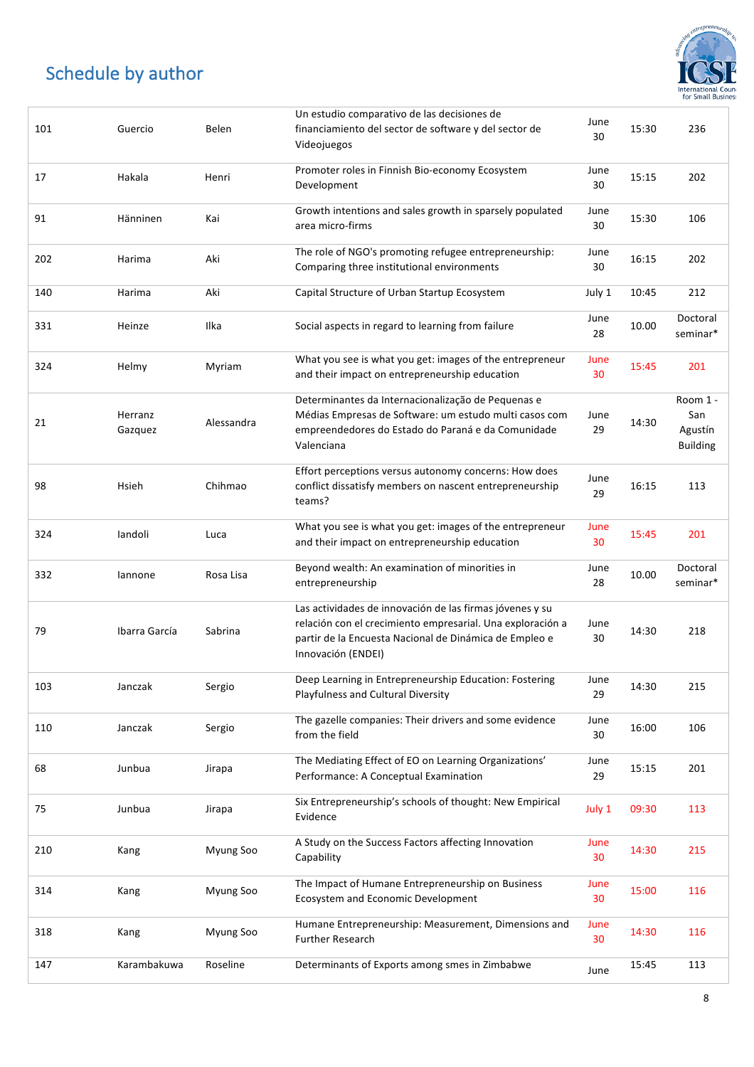## Schedule by author

| | | | | | | |
|---|---|---|---|---|---|---|
| 101 | Guercio | Belen | Un estudio comparativo de las decisiones de financiamiento del sector de software y del sector de Videojuegos | June 30 | 15:30 | 236 |
| 17 | Hakala | Henri | Promoter roles in Finnish Bio-economy Ecosystem Development | June 30 | 15:15 | 202 |
| 91 | Hänninen | Kai | Growth intentions and sales growth in sparsely populated area micro-firms | June 30 | 15:30 | 106 |
| 202 | Harima | Aki | The role of NGO's promoting refugee entrepreneurship: Comparing three institutional environments | June 30 | 16:15 | 202 |
| 140 | Harima | Aki | Capital Structure of Urban Startup Ecosystem | July 1 | 10:45 | 212 |
| 331 | Heinze | Ilka | Social aspects in regard to learning from failure | June 28 | 10.00 | Doctoral seminar* |
| 324 | Helmy | Myriam | What you see is what you get: images of the entrepreneur and their impact on entrepreneurship education | June 30 | 15:45 | 201 |
| 21 | Herranz Gazquez | Alessandra | Determinantes da Internacionalização de Pequenas e Médias Empresas de Software: um estudo multi casos com empreendedores do Estado do Paraná e da Comunidade Valenciana | June 29 | 14:30 | Room 1 - San Agustín Building |
| 98 | Hsieh | Chihmao | Effort perceptions versus autonomy concerns: How does conflict dissatisfy members on nascent entrepreneurship teams? | June 29 | 16:15 | 113 |
| 324 | Iandoli | Luca | What you see is what you get: images of the entrepreneur and their impact on entrepreneurship education | June 30 | 15:45 | 201 |
| 332 | Iannone | Rosa Lisa | Beyond wealth: An examination of minorities in entrepreneurship | June 28 | 10.00 | Doctoral seminar* |
| 79 | Ibarra García | Sabrina | Las actividades de innovación de las firmas jóvenes y su relación con el crecimiento empresarial. Una exploración a partir de la Encuesta Nacional de Dinámica de Empleo e Innovación (ENDEI) | June 30 | 14:30 | 218 |
| 103 | Janczak | Sergio | Deep Learning in Entrepreneurship Education: Fostering Playfulness and Cultural Diversity | June 29 | 14:30 | 215 |
| 110 | Janczak | Sergio | The gazelle companies: Their drivers and some evidence from the field | June 30 | 16:00 | 106 |
| 68 | Junbua | Jirapa | The Mediating Effect of EO on Learning Organizations' Performance: A Conceptual Examination | June 29 | 15:15 | 201 |
| 75 | Junbua | Jirapa | Six Entrepreneurship's schools of thought: New Empirical Evidence | July 1 | 09:30 | 113 |
| 210 | Kang | Myung Soo | A Study on the Success Factors affecting Innovation Capability | June 30 | 14:30 | 215 |
| 314 | Kang | Myung Soo | The Impact of Humane Entrepreneurship on Business Ecosystem and Economic Development | June 30 | 15:00 | 116 |
| 318 | Kang | Myung Soo | Humane Entrepreneurship: Measurement, Dimensions and Further Research | June 30 | 14:30 | 116 |
| 147 | Karambakuwa | Roseline | Determinants of Exports among smes in Zimbabwe | June | 15:45 | 113 |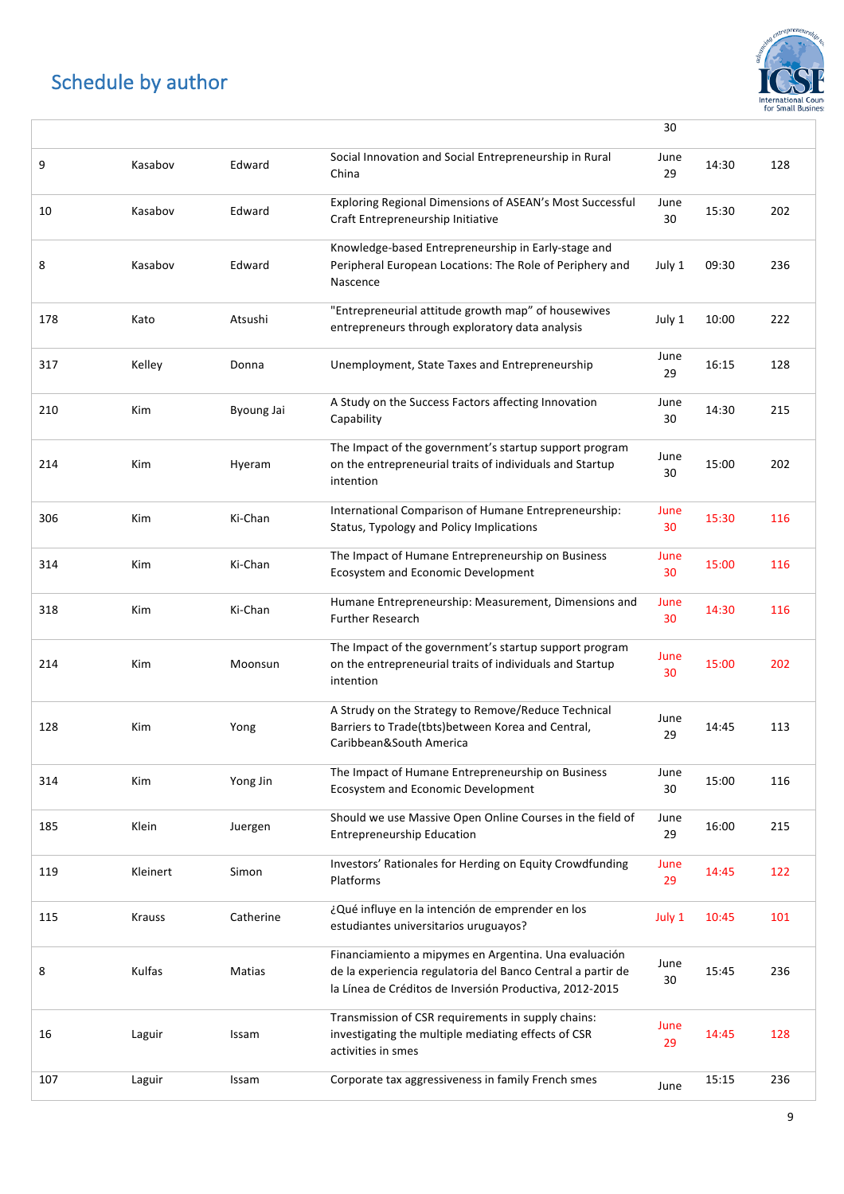## Schedule by author

| | | | | | | |
|---|---|---|---|---|---|---|
| | | | | 30 | | |
| 9 | Kasabov | Edward | Social Innovation and Social Entrepreneurship in Rural China | June 29 | 14:30 | 128 |
| 10 | Kasabov | Edward | Exploring Regional Dimensions of ASEAN's Most Successful Craft Entrepreneurship Initiative | June 30 | 15:30 | 202 |
| 8 | Kasabov | Edward | Knowledge-based Entrepreneurship in Early-stage and Peripheral European Locations: The Role of Periphery and Nascence | July 1 | 09:30 | 236 |
| 178 | Kato | Atsushi | "Entrepreneurial attitude growth map" of housewives entrepreneurs through exploratory data analysis | July 1 | 10:00 | 222 |
| 317 | Kelley | Donna | Unemployment, State Taxes and Entrepreneurship | June 29 | 16:15 | 128 |
| 210 | Kim | Byoung Jai | A Study on the Success Factors affecting Innovation Capability | June 30 | 14:30 | 215 |
| 214 | Kim | Hyeram | The Impact of the government's startup support program on the entrepreneurial traits of individuals and Startup intention | June 30 | 15:00 | 202 |
| 306 | Kim | Ki-Chan | International Comparison of Humane Entrepreneurship: Status, Typology and Policy Implications | June 30 | 15:30 | 116 |
| 314 | Kim | Ki-Chan | The Impact of Humane Entrepreneurship on Business Ecosystem and Economic Development | June 30 | 15:00 | 116 |
| 318 | Kim | Ki-Chan | Humane Entrepreneurship: Measurement, Dimensions and Further Research | June 30 | 14:30 | 116 |
| 214 | Kim | Moonsun | The Impact of the government's startup support program on the entrepreneurial traits of individuals and Startup intention | June 30 | 15:00 | 202 |
| 128 | Kim | Yong | A Strudy on the Strategy to Remove/Reduce Technical Barriers to Trade(tbts)between Korea and Central, Caribbean&South America | June 29 | 14:45 | 113 |
| 314 | Kim | Yong Jin | The Impact of Humane Entrepreneurship on Business Ecosystem and Economic Development | June 30 | 15:00 | 116 |
| 185 | Klein | Juergen | Should we use Massive Open Online Courses in the field of Entrepreneurship Education | June 29 | 16:00 | 215 |
| 119 | Kleinert | Simon | Investors' Rationales for Herding on Equity Crowdfunding Platforms | June 29 | 14:45 | 122 |
| 115 | Krauss | Catherine | ¿Qué influye en la intención de emprender en los estudiantes universitarios uruguayos? | July 1 | 10:45 | 101 |
| 8 | Kulfas | Matias | Financiamiento a mipymes en Argentina. Una evaluación de la experiencia regulatoria del Banco Central a partir de la Línea de Créditos de Inversión Productiva, 2012-2015 | June 30 | 15:45 | 236 |
| 16 | Laguir | Issam | Transmission of CSR requirements in supply chains: investigating the multiple mediating effects of CSR activities in smes | June 29 | 14:45 | 128 |
| 107 | Laguir | Issam | Corporate tax aggressiveness in family French smes | June | 15:15 | 236 |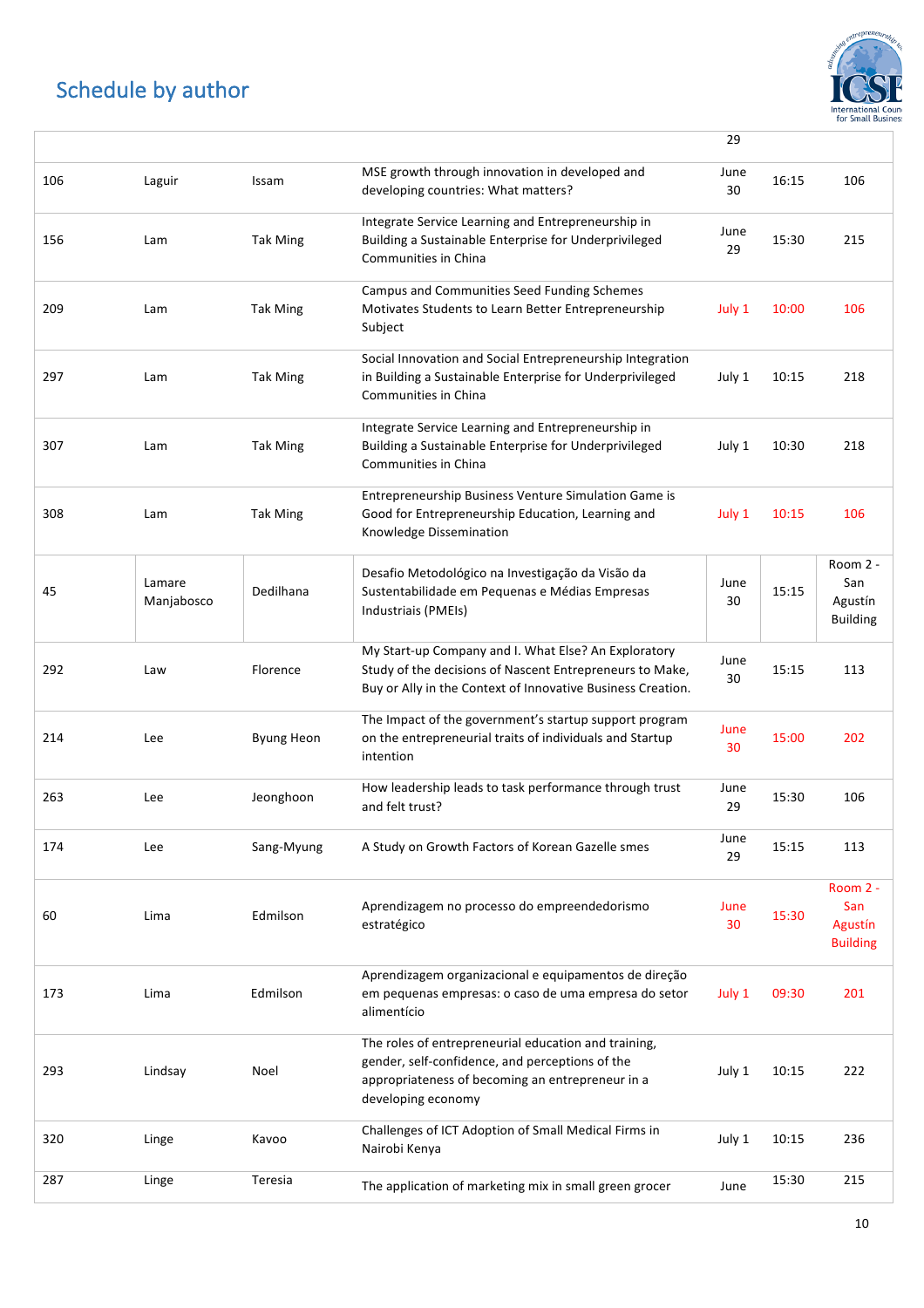# Schedule by author

| | | | | | | |
|---|---|---|---|---|---|---|
| | | | | 29 | | |
| 106 | Laguir | Issam | MSE growth through innovation in developed and developing countries: What matters? | June 30 | 16:15 | 106 |
| 156 | Lam | Tak Ming | Integrate Service Learning and Entrepreneurship in Building a Sustainable Enterprise for Underprivileged Communities in China | June 29 | 15:30 | 215 |
| 209 | Lam | Tak Ming | Campus and Communities Seed Funding Schemes Motivates Students to Learn Better Entrepreneurship Subject | July 1 | 10:00 | 106 |
| 297 | Lam | Tak Ming | Social Innovation and Social Entrepreneurship Integration in Building a Sustainable Enterprise for Underprivileged Communities in China | July 1 | 10:15 | 218 |
| 307 | Lam | Tak Ming | Integrate Service Learning and Entrepreneurship in Building a Sustainable Enterprise for Underprivileged Communities in China | July 1 | 10:30 | 218 |
| 308 | Lam | Tak Ming | Entrepreneurship Business Venture Simulation Game is Good for Entrepreneurship Education, Learning and Knowledge Dissemination | July 1 | 10:15 | 106 |
| 45 | Lamare Manjabosco | Dedilhana | Desafio Metodológico na Investigação da Visão da Sustentabilidade em Pequenas e Médias Empresas Industriais (PMEIs) | June 30 | 15:15 | Room 2 - San Agustín Building |
| 292 | Law | Florence | My Start-up Company and I. What Else? An Exploratory Study of the decisions of Nascent Entrepreneurs to Make, Buy or Ally in the Context of Innovative Business Creation. | June 30 | 15:15 | 113 |
| 214 | Lee | Byung Heon | The Impact of the government's startup support program on the entrepreneurial traits of individuals and Startup intention | June 30 | 15:00 | 202 |
| 263 | Lee | Jeonghoon | How leadership leads to task performance through trust and felt trust? | June 29 | 15:30 | 106 |
| 174 | Lee | Sang-Myung | A Study on Growth Factors of Korean Gazelle smes | June 29 | 15:15 | 113 |
| 60 | Lima | Edmilson | Aprendizagem no processo do empreendedorismo estratégico | June 30 | 15:30 | Room 2 - San Agustín Building |
| 173 | Lima | Edmilson | Aprendizagem organizacional e equipamentos de direção em pequenas empresas: o caso de uma empresa do setor alimentício | July 1 | 09:30 | 201 |
| 293 | Lindsay | Noel | The roles of entrepreneurial education and training, gender, self-confidence, and perceptions of the appropriateness of becoming an entrepreneur in a developing economy | July 1 | 10:15 | 222 |
| 320 | Linge | Kavoo | Challenges of ICT Adoption of Small Medical Firms in Nairobi Kenya | July 1 | 10:15 | 236 |
| 287 | Linge | Teresia | The application of marketing mix in small green grocer | June | 15:30 | 215 |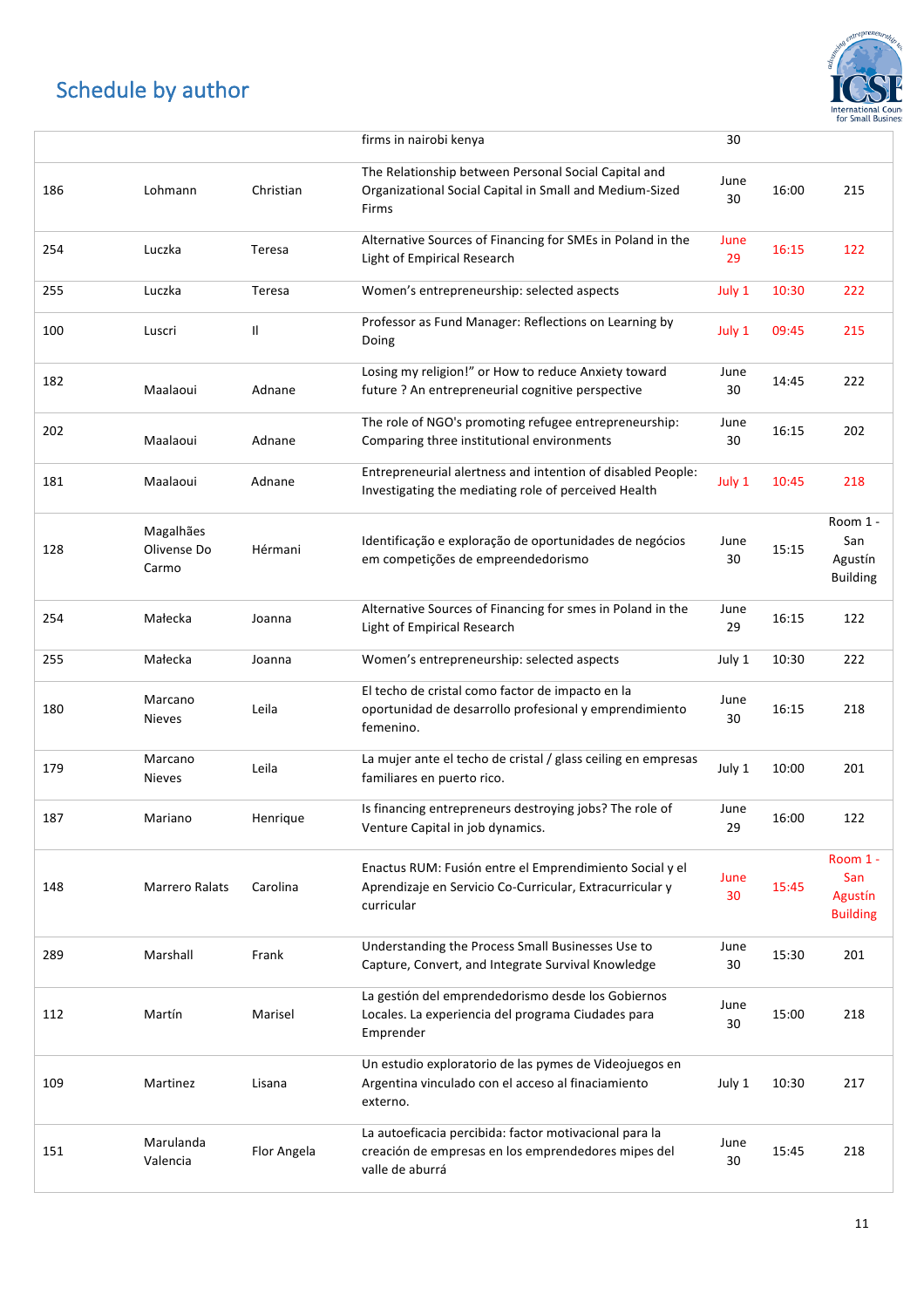# Schedule by author

|  |  |  |  |  |  |  |
|---|---|---|---|---|---|---|
|  |  |  | firms in nairobi kenya | 30 |  |  |
| 186 | Lohmann | Christian | The Relationship between Personal Social Capital and Organizational Social Capital in Small and Medium-Sized Firms | June 30 | 16:00 | 215 |
| 254 | Luczka | Teresa | Alternative Sources of Financing for SMEs in Poland in the Light of Empirical Research | June 29 | 16:15 | 122 |
| 255 | Luczka | Teresa | Women's entrepreneurship: selected aspects | July 1 | 10:30 | 222 |
| 100 | Luscri | Il | Professor as Fund Manager: Reflections on Learning by Doing | July 1 | 09:45 | 215 |
| 182 | Maalaoui | Adnane | Losing my religion!" or How to reduce Anxiety toward future ? An entrepreneurial cognitive perspective | June 30 | 14:45 | 222 |
| 202 | Maalaoui | Adnane | The role of NGO's promoting refugee entrepreneurship: Comparing three institutional environments | June 30 | 16:15 | 202 |
| 181 | Maalaoui | Adnane | Entrepreneurial alertness and intention of disabled People: Investigating the mediating role of perceived Health | July 1 | 10:45 | 218 |
| 128 | Magalhães Olivense Do Carmo | Hérmani | Identificação e exploração de oportunidades de negócios em competições de empreendedorismo | June 30 | 15:15 | Room 1 - San Agustín Building |
| 254 | Małecka | Joanna | Alternative Sources of Financing for smes in Poland in the Light of Empirical Research | June 29 | 16:15 | 122 |
| 255 | Małecka | Joanna | Women's entrepreneurship: selected aspects | July 1 | 10:30 | 222 |
| 180 | Marcano Nieves | Leila | El techo de cristal como factor de impacto en la oportunidad de desarrollo profesional y emprendimiento femenino. | June 30 | 16:15 | 218 |
| 179 | Marcano Nieves | Leila | La mujer ante el techo de cristal / glass ceiling en empresas familiares en puerto rico. | July 1 | 10:00 | 201 |
| 187 | Mariano | Henrique | Is financing entrepreneurs destroying jobs? The role of Venture Capital in job dynamics. | June 29 | 16:00 | 122 |
| 148 | Marrero Ralats | Carolina | Enactus RUM: Fusión entre el Emprendimiento Social y el Aprendizaje en Servicio Co-Curricular, Extracurricular y curricular | June 30 | 15:45 | Room 1 - San Agustín Building |
| 289 | Marshall | Frank | Understanding the Process Small Businesses Use to Capture, Convert, and Integrate Survival Knowledge | June 30 | 15:30 | 201 |
| 112 | Martín | Marisel | La gestión del emprendedorismo desde los Gobiernos Locales. La experiencia del programa Ciudades para Emprender | June 30 | 15:00 | 218 |
| 109 | Martinez | Lisana | Un estudio exploratorio de las pymes de Videojuegos en Argentina vinculado con el acceso al finaciamiento externo. | July 1 | 10:30 | 217 |
| 151 | Marulanda Valencia | Flor Angela | La autoeficacia percibida: factor motivacional para la creación de empresas en los emprendedores mipes del valle de aburrá | June 30 | 15:45 | 218 |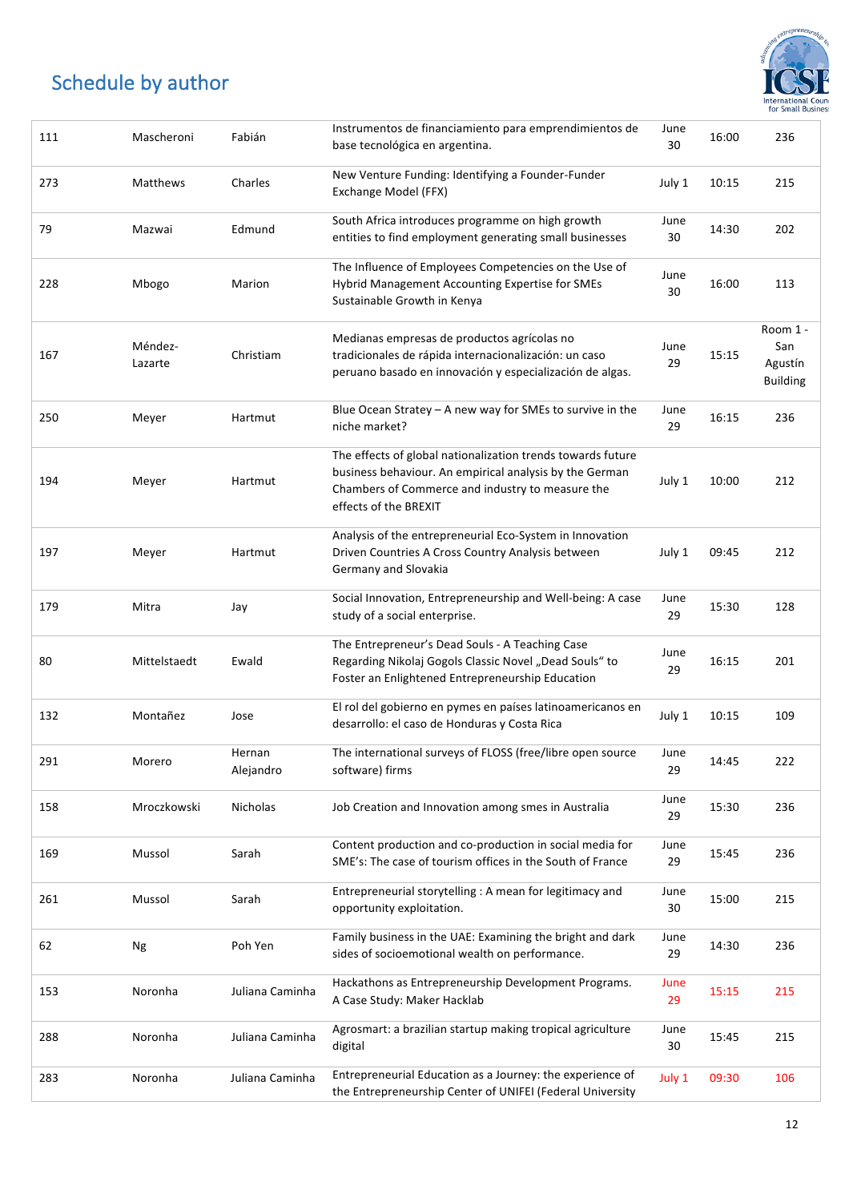# Schedule by author

| | | | | | | |
|---|---|---|---|---|---|---|
| 111 | Mascheroni | Fabián | Instrumentos de financiamiento para emprendimientos de base tecnológica en argentina. | June 30 | 16:00 | 236 |
| 273 | Matthews | Charles | New Venture Funding: Identifying a Founder-Funder Exchange Model (FFX) | July 1 | 10:15 | 215 |
| 79 | Mazwai | Edmund | South Africa introduces programme on high growth entities to find employment generating small businesses | June 30 | 14:30 | 202 |
| 228 | Mbogo | Marion | The Influence of Employees Competencies on the Use of Hybrid Management Accounting Expertise for SMEs Sustainable Growth in Kenya | June 30 | 16:00 | 113 |
| 167 | Méndez-Lazarte | Christiam | Medianas empresas de productos agrícolas no tradicionales de rápida internacionalización: un caso peruano basado en innovación y especialización de algas. | June 29 | 15:15 | Room 1 - San Agustín Building |
| 250 | Meyer | Hartmut | Blue Ocean Stratey – A new way for SMEs to survive in the niche market? | June 29 | 16:15 | 236 |
| 194 | Meyer | Hartmut | The effects of global nationalization trends towards future business behaviour. An empirical analysis by the German Chambers of Commerce and industry to measure the effects of the BREXIT | July 1 | 10:00 | 212 |
| 197 | Meyer | Hartmut | Analysis of the entrepreneurial Eco-System in Innovation Driven Countries A Cross Country Analysis between Germany and Slovakia | July 1 | 09:45 | 212 |
| 179 | Mitra | Jay | Social Innovation, Entrepreneurship and Well-being: A case study of a social enterprise. | June 29 | 15:30 | 128 |
| 80 | Mittelstaedt | Ewald | The Entrepreneur's Dead Souls - A Teaching Case Regarding Nikolaj Gogols Classic Novel „Dead Souls" to Foster an Enlightened Entrepreneurship Education | June 29 | 16:15 | 201 |
| 132 | Montañez | Jose | El rol del gobierno en pymes en países latinoamericanos en desarrollo: el caso de Honduras y Costa Rica | July 1 | 10:15 | 109 |
| 291 | Morero | Hernan Alejandro | The international surveys of FLOSS (free/libre open source software) firms | June 29 | 14:45 | 222 |
| 158 | Mroczkowski | Nicholas | Job Creation and Innovation among smes in Australia | June 29 | 15:30 | 236 |
| 169 | Mussol | Sarah | Content production and co-production in social media for SME's: The case of tourism offices in the South of France | June 29 | 15:45 | 236 |
| 261 | Mussol | Sarah | Entrepreneurial storytelling : A mean for legitimacy and opportunity exploitation. | June 30 | 15:00 | 215 |
| 62 | Ng | Poh Yen | Family business in the UAE: Examining the bright and dark sides of socioemotional wealth on performance. | June 29 | 14:30 | 236 |
| 153 | Noronha | Juliana Caminha | Hackathons as Entrepreneurship Development Programs. A Case Study: Maker Hacklab | June 29 | 15:15 | 215 |
| 288 | Noronha | Juliana Caminha | Agrosmart: a brazilian startup making tropical agriculture digital | June 30 | 15:45 | 215 |
| 283 | Noronha | Juliana Caminha | Entrepreneurial Education as a Journey: the experience of the Entrepreneurship Center of UNIFEI (Federal University | July 1 | 09:30 | 106 |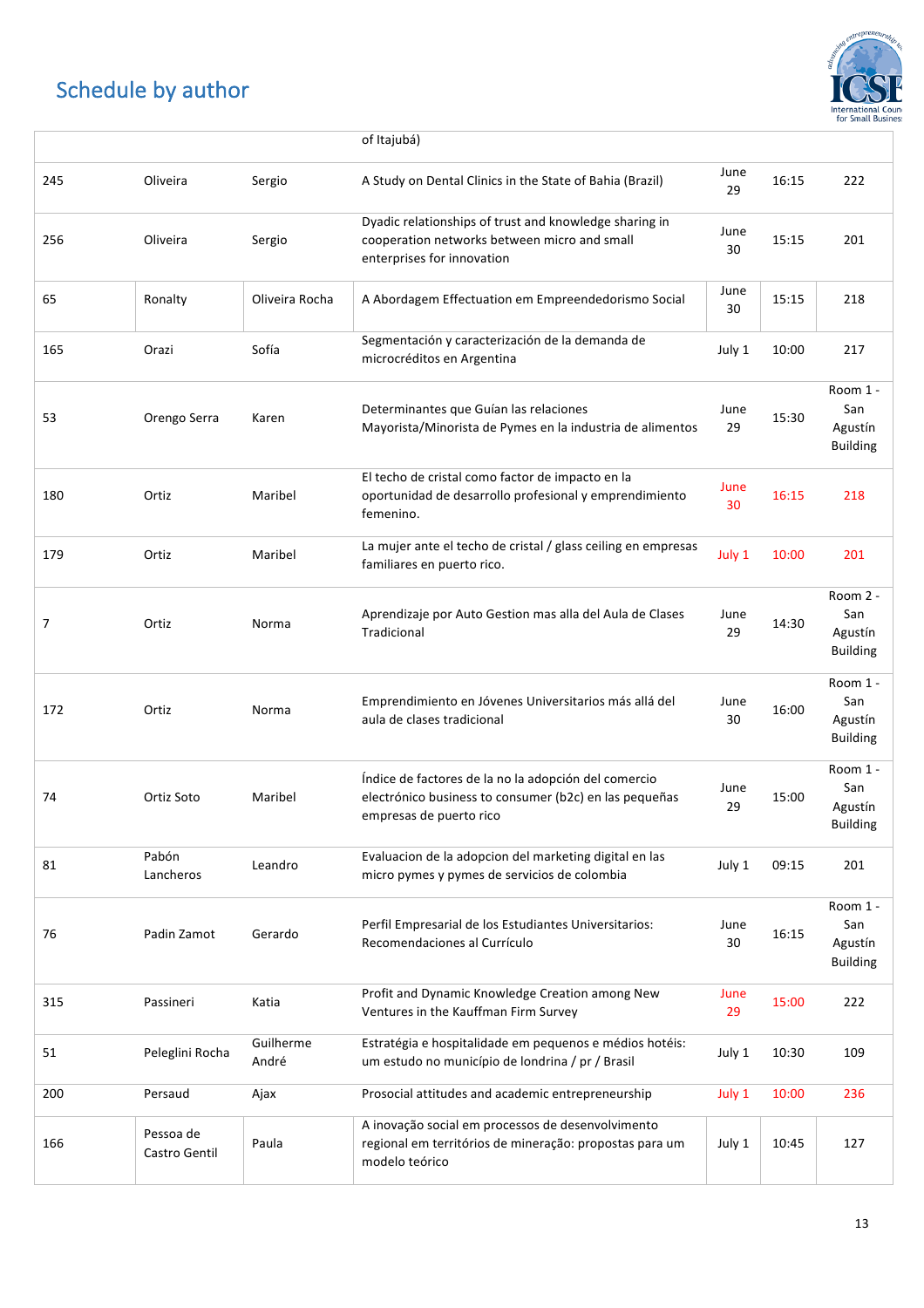# Schedule by author

| | | | | | | |
|---|---|---|---|---|---|---|
| | | | of Itajubá) | | | |
| 245 | Oliveira | Sergio | A Study on Dental Clinics in the State of Bahia (Brazil) | June 29 | 16:15 | 222 |
| 256 | Oliveira | Sergio | Dyadic relationships of trust and knowledge sharing in cooperation networks between micro and small enterprises for innovation | June 30 | 15:15 | 201 |
| 65 | Ronalty | Oliveira Rocha | A Abordagem Effectuation em Empreendedorismo Social | June 30 | 15:15 | 218 |
| 165 | Orazi | Sofía | Segmentación y caracterización de la demanda de microcréditos en Argentina | July 1 | 10:00 | 217 |
| 53 | Orengo Serra | Karen | Determinantes que Guían las relaciones Mayorista/Minorista de Pymes en la industria de alimentos | June 29 | 15:30 | Room 1 - San Agustín Building |
| 180 | Ortiz | Maribel | El techo de cristal como factor de impacto en la oportunidad de desarrollo profesional y emprendimiento femenino. | June 30 | 16:15 | 218 |
| 179 | Ortiz | Maribel | La mujer ante el techo de cristal / glass ceiling en empresas familiares en puerto rico. | July 1 | 10:00 | 201 |
| 7 | Ortiz | Norma | Aprendizaje por Auto Gestion mas alla del Aula de Clases Tradicional | June 29 | 14:30 | Room 2 - San Agustín Building |
| 172 | Ortiz | Norma | Emprendimiento en Jóvenes Universitarios más allá del aula de clases tradicional | June 30 | 16:00 | Room 1 - San Agustín Building |
| 74 | Ortiz Soto | Maribel | Índice de factores de la no la adopción del comercio electrónico business to consumer (b2c) en las pequeñas empresas de puerto rico | June 29 | 15:00 | Room 1 - San Agustín Building |
| 81 | Pabón Lancheros | Leandro | Evaluacion de la adopcion del marketing digital en las micro pymes y pymes de servicios de colombia | July 1 | 09:15 | 201 |
| 76 | Padin Zamot | Gerardo | Perfil Empresarial de los Estudiantes Universitarios: Recomendaciones al Currículo | June 30 | 16:15 | Room 1 - San Agustín Building |
| 315 | Passineri | Katia | Profit and Dynamic Knowledge Creation among New Ventures in the Kauffman Firm Survey | June 29 | 15:00 | 222 |
| 51 | Peleglini Rocha | Guilherme André | Estratégia e hospitalidade em pequenos e médios hotéis: um estudo no município de londrina / pr / Brasil | July 1 | 10:30 | 109 |
| 200 | Persaud | Ajax | Prosocial attitudes and academic entrepreneurship | July 1 | 10:00 | 236 |
| 166 | Pessoa de Castro Gentil | Paula | A inovação social em processos de desenvolvimento regional em territórios de mineração: propostas para um modelo teórico | July 1 | 10:45 | 127 |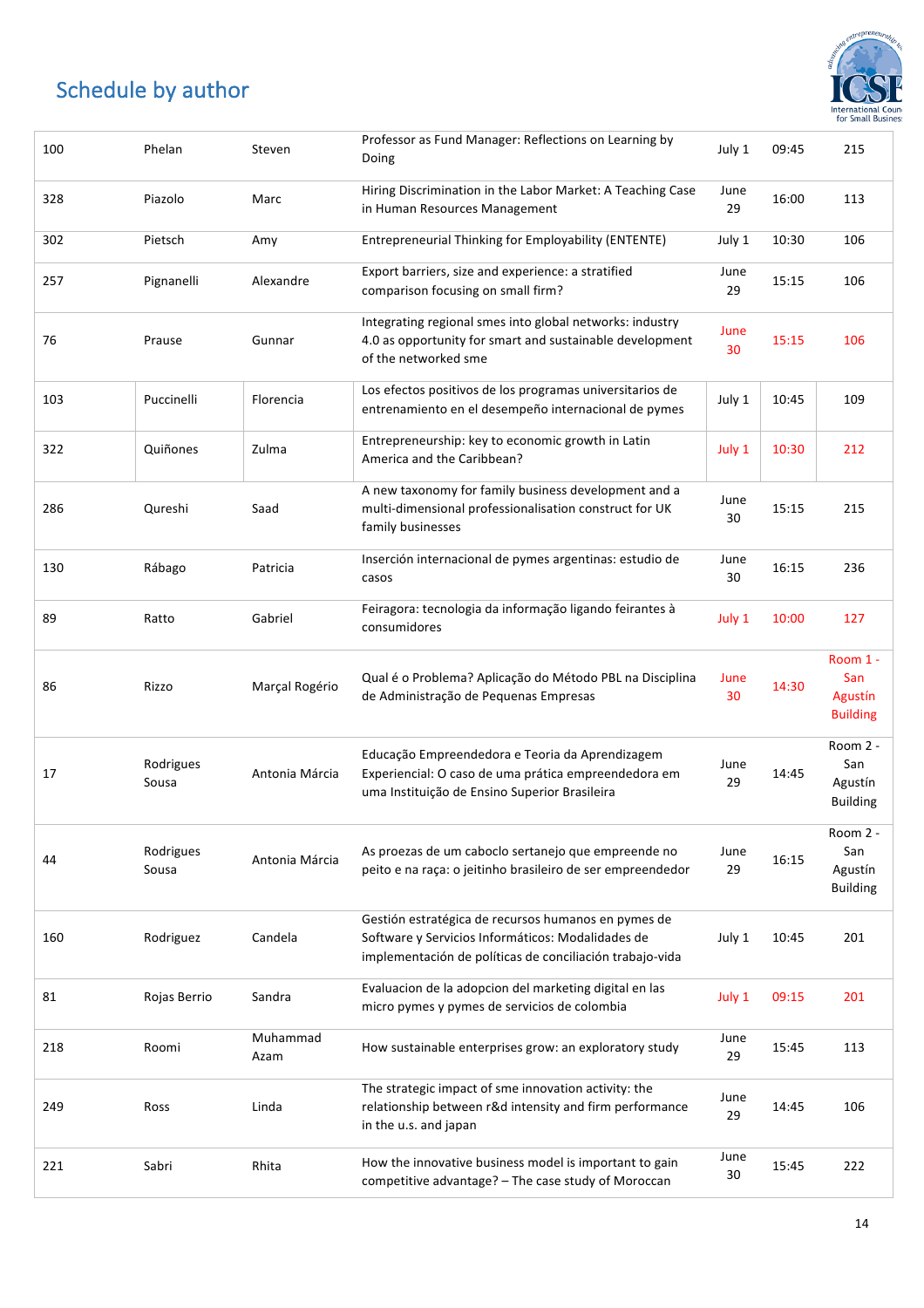## Schedule by author

| | | | | | | |
|---|---|---|---|---|---|---|
| 100 | Phelan | Steven | Professor as Fund Manager: Reflections on Learning by Doing | July 1 | 09:45 | 215 |
| 328 | Piazolo | Marc | Hiring Discrimination in the Labor Market: A Teaching Case in Human Resources Management | June 29 | 16:00 | 113 |
| 302 | Pietsch | Amy | Entrepreneurial Thinking for Employability (ENTENTE) | July 1 | 10:30 | 106 |
| 257 | Pignanelli | Alexandre | Export barriers, size and experience: a stratified comparison focusing on small firm? | June 29 | 15:15 | 106 |
| 76 | Prause | Gunnar | Integrating regional smes into global networks: industry 4.0 as opportunity for smart and sustainable development of the networked sme | June 30 | 15:15 | 106 |
| 103 | Puccinelli | Florencia | Los efectos positivos de los programas universitarios de entrenamiento en el desempeño internacional de pymes | July 1 | 10:45 | 109 |
| 322 | Quiñones | Zulma | Entrepreneurship: key to economic growth in Latin America and the Caribbean? | July 1 | 10:30 | 212 |
| 286 | Qureshi | Saad | A new taxonomy for family business development and a multi-dimensional professionalisation construct for UK family businesses | June 30 | 15:15 | 215 |
| 130 | Rábago | Patricia | Inserción internacional de pymes argentinas: estudio de casos | June 30 | 16:15 | 236 |
| 89 | Ratto | Gabriel | Feiragora: tecnologia da informação ligando feirantes à consumidores | July 1 | 10:00 | 127 |
| 86 | Rizzo | Marçal Rogério | Qual é o Problema? Aplicação do Método PBL na Disciplina de Administração de Pequenas Empresas | June 30 | 14:30 | Room 1 - San Agustín Building |
| 17 | Rodrigues Sousa | Antonia Márcia | Educação Empreendedora e Teoria da Aprendizagem Experiencial: O caso de uma prática empreendedora em uma Instituição de Ensino Superior Brasileira | June 29 | 14:45 | Room 2 - San Agustín Building |
| 44 | Rodrigues Sousa | Antonia Márcia | As proezas de um caboclo sertanejo que empreende no peito e na raça: o jeitinho brasileiro de ser empreendedor | June 29 | 16:15 | Room 2 - San Agustín Building |
| 160 | Rodriguez | Candela | Gestión estratégica de recursos humanos en pymes de Software y Servicios Informáticos: Modalidades de implementación de políticas de conciliación trabajo-vida | July 1 | 10:45 | 201 |
| 81 | Rojas Berrio | Sandra | Evaluacion de la adopcion del marketing digital en las micro pymes y pymes de servicios de colombia | July 1 | 09:15 | 201 |
| 218 | Roomi | Muhammad Azam | How sustainable enterprises grow: an exploratory study | June 29 | 15:45 | 113 |
| 249 | Ross | Linda | The strategic impact of sme innovation activity: the relationship between r&d intensity and firm performance in the u.s. and japan | June 29 | 14:45 | 106 |
| 221 | Sabri | Rhita | How the innovative business model is important to gain competitive advantage? – The case study of Moroccan | June 30 | 15:45 | 222 |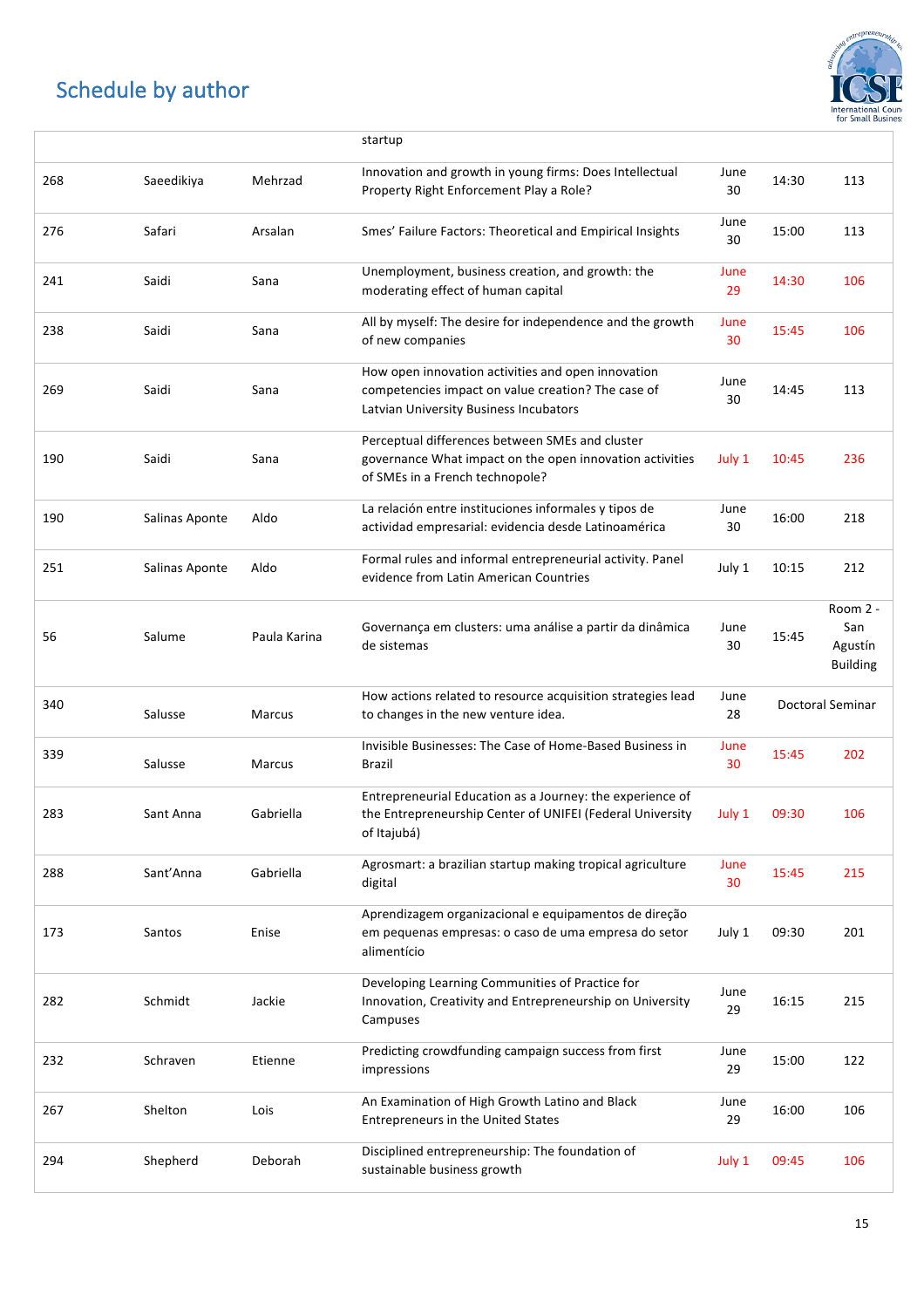## Schedule by author

| | | | | | | |
|---|---|---|---|---|---|---|
| | | | startup | | | |
| 268 | Saeedikiya | Mehrzad | Innovation and growth in young firms: Does Intellectual Property Right Enforcement Play a Role? | June 30 | 14:30 | 113 |
| 276 | Safari | Arsalan | Smes' Failure Factors: Theoretical and Empirical Insights | June 30 | 15:00 | 113 |
| 241 | Saidi | Sana | Unemployment, business creation, and growth: the moderating effect of human capital | June 29 | 14:30 | 106 |
| 238 | Saidi | Sana | All by myself: The desire for independence and the growth of new companies | June 30 | 15:45 | 106 |
| 269 | Saidi | Sana | How open innovation activities and open innovation competencies impact on value creation? The case of Latvian University Business Incubators | June 30 | 14:45 | 113 |
| 190 | Saidi | Sana | Perceptual differences between SMEs and cluster governance What impact on the open innovation activities of SMEs in a French technopole? | July 1 | 10:45 | 236 |
| 190 | Salinas Aponte | Aldo | La relación entre instituciones informales y tipos de actividad empresarial: evidencia desde Latinoamérica | June 30 | 16:00 | 218 |
| 251 | Salinas Aponte | Aldo | Formal rules and informal entrepreneurial activity. Panel evidence from Latin American Countries | July 1 | 10:15 | 212 |
| 56 | Salume | Paula Karina | Governança em clusters: uma análise a partir da dinâmica de sistemas | June 30 | 15:45 | Room 2 - San Agustín Building |
| 340 | Salusse | Marcus | How actions related to resource acquisition strategies lead to changes in the new venture idea. | June 28 | Doctoral Seminar | |
| 339 | Salusse | Marcus | Invisible Businesses: The Case of Home-Based Business in Brazil | June 30 | 15:45 | 202 |
| 283 | Sant Anna | Gabriella | Entrepreneurial Education as a Journey: the experience of the Entrepreneurship Center of UNIFEI (Federal University of Itajubá) | July 1 | 09:30 | 106 |
| 288 | Sant'Anna | Gabriella | Agrosmart: a brazilian startup making tropical agriculture digital | June 30 | 15:45 | 215 |
| 173 | Santos | Enise | Aprendizagem organizacional e equipamentos de direção em pequenas empresas: o caso de uma empresa do setor alimentício | July 1 | 09:30 | 201 |
| 282 | Schmidt | Jackie | Developing Learning Communities of Practice for Innovation, Creativity and Entrepreneurship on University Campuses | June 29 | 16:15 | 215 |
| 232 | Schraven | Etienne | Predicting crowdfunding campaign success from first impressions | June 29 | 15:00 | 122 |
| 267 | Shelton | Lois | An Examination of High Growth Latino and Black Entrepreneurs in the United States | June 29 | 16:00 | 106 |
| 294 | Shepherd | Deborah | Disciplined entrepreneurship: The foundation of sustainable business growth | July 1 | 09:45 | 106 |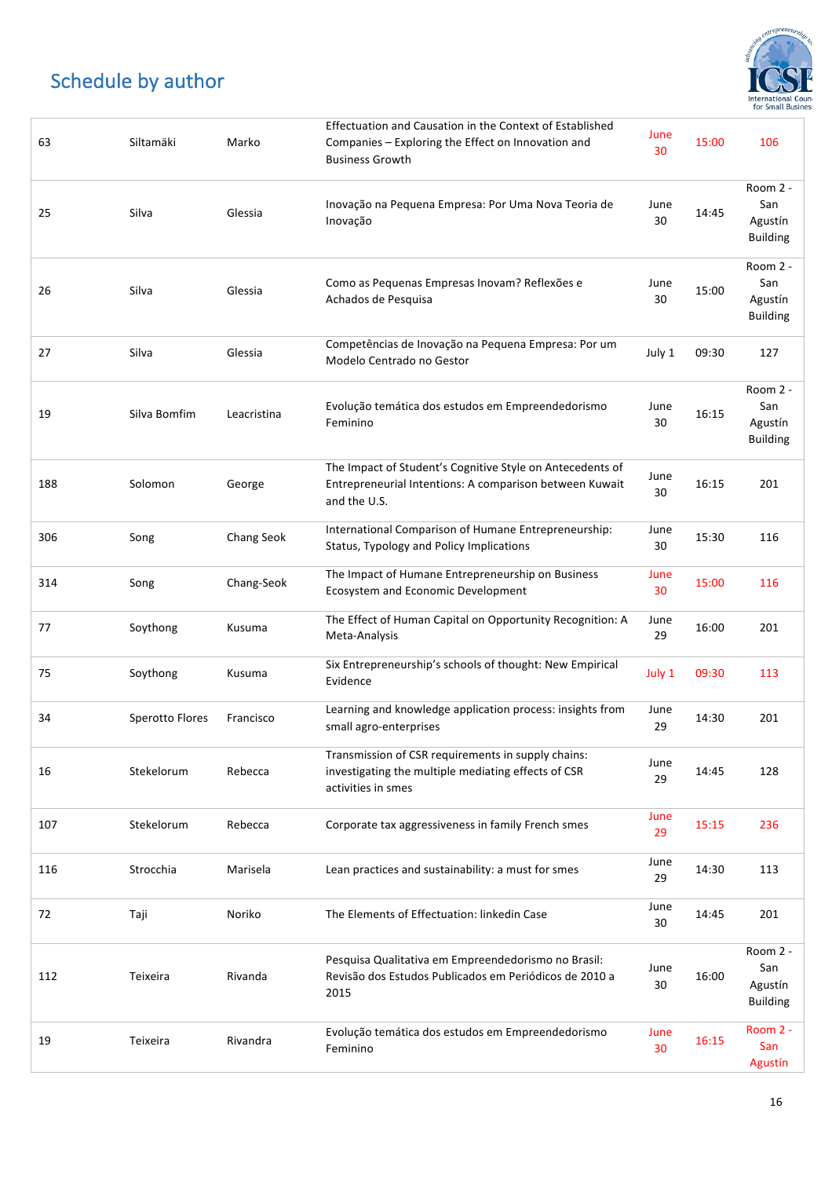## Schedule by author

| | | | | | | |
|---|---|---|---|---|---|---|
| 63 | Siltamäki | Marko | Effectuation and Causation in the Context of Established Companies – Exploring the Effect on Innovation and Business Growth | June 30 | 15:00 | 106 |
| 25 | Silva | Glessia | Inovação na Pequena Empresa: Por Uma Nova Teoria de Inovação | June 30 | 14:45 | Room 2 - San Agustín Building |
| 26 | Silva | Glessia | Como as Pequenas Empresas Inovam? Reflexões e Achados de Pesquisa | June 30 | 15:00 | Room 2 - San Agustín Building |
| 27 | Silva | Glessia | Competências de Inovação na Pequena Empresa: Por um Modelo Centrado no Gestor | July 1 | 09:30 | 127 |
| 19 | Silva Bomfim | Leacristina | Evolução temática dos estudos em Empreendedorismo Feminino | June 30 | 16:15 | Room 2 - San Agustín Building |
| 188 | Solomon | George | The Impact of Student's Cognitive Style on Antecedents of Entrepreneurial Intentions: A comparison between Kuwait and the U.S. | June 30 | 16:15 | 201 |
| 306 | Song | Chang Seok | International Comparison of Humane Entrepreneurship: Status, Typology and Policy Implications | June 30 | 15:30 | 116 |
| 314 | Song | Chang-Seok | The Impact of Humane Entrepreneurship on Business Ecosystem and Economic Development | June 30 | 15:00 | 116 |
| 77 | Soythong | Kusuma | The Effect of Human Capital on Opportunity Recognition: A Meta-Analysis | June 29 | 16:00 | 201 |
| 75 | Soythong | Kusuma | Six Entrepreneurship's schools of thought: New Empirical Evidence | July 1 | 09:30 | 113 |
| 34 | Sperotto Flores | Francisco | Learning and knowledge application process: insights from small agro-enterprises | June 29 | 14:30 | 201 |
| 16 | Stekelorum | Rebecca | Transmission of CSR requirements in supply chains: investigating the multiple mediating effects of CSR activities in smes | June 29 | 14:45 | 128 |
| 107 | Stekelorum | Rebecca | Corporate tax aggressiveness in family French smes | June 29 | 15:15 | 236 |
| 116 | Strocchia | Marisela | Lean practices and sustainability: a must for smes | June 29 | 14:30 | 113 |
| 72 | Taji | Noriko | The Elements of Effectuation: linkedin Case | June 30 | 14:45 | 201 |
| 112 | Teixeira | Rivanda | Pesquisa Qualitativa em Empreendedorismo no Brasil: Revisão dos Estudos Publicados em Periódicos de 2010 a 2015 | June 30 | 16:00 | Room 2 - San Agustín Building |
| 19 | Teixeira | Rivandra | Evolução temática dos estudos em Empreendedorismo Feminino | June 30 | 16:15 | Room 2 - San Agustín |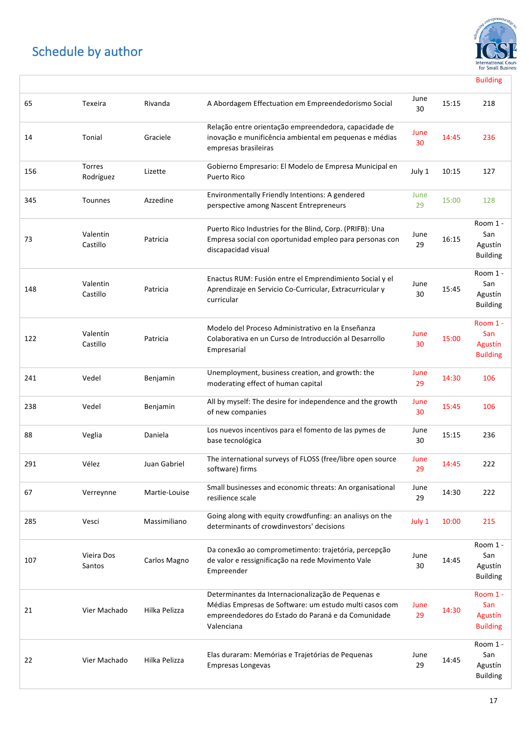## Schedule by author

| | | | | | | |
|---|---|---|---|---|---|---|
| | | | | | | Building |
| 65 | Texeira | Rivanda | A Abordagem Effectuation em Empreendedorismo Social | June 30 | 15:15 | 218 |
| 14 | Tonial | Graciele | Relação entre orientação empreendedora, capacidade de inovação e munificência ambiental em pequenas e médias empresas brasileiras | June 30 | 14:45 | 236 |
| 156 | Torres Rodríguez | Lizette | Gobierno Empresario: El Modelo de Empresa Municipal en Puerto Rico | July 1 | 10:15 | 127 |
| 345 | Tounnes | Azzedine | Environmentally Friendly Intentions: A gendered perspective among Nascent Entrepreneurs | June 29 | 15:00 | 128 |
| 73 | Valentin Castillo | Patricia | Puerto Rico Industries for the Blind, Corp. (PRIFB): Una Empresa social con oportunidad empleo para personas con discapacidad visual | June 29 | 16:15 | Room 1 - San Agustín Building |
| 148 | Valentin Castillo | Patricia | Enactus RUM: Fusión entre el Emprendimiento Social y el Aprendizaje en Servicio Co-Curricular, Extracurricular y curricular | June 30 | 15:45 | Room 1 - San Agustín Building |
| 122 | Valentín Castillo | Patricia | Modelo del Proceso Administrativo en la Enseñanza Colaborativa en un Curso de Introducción al Desarrollo Empresarial | June 30 | 15:00 | Room 1 - San Agustín Building |
| 241 | Vedel | Benjamin | Unemployment, business creation, and growth: the moderating effect of human capital | June 29 | 14:30 | 106 |
| 238 | Vedel | Benjamin | All by myself: The desire for independence and the growth of new companies | June 30 | 15:45 | 106 |
| 88 | Veglia | Daniela | Los nuevos incentivos para el fomento de las pymes de base tecnológica | June 30 | 15:15 | 236 |
| 291 | Vélez | Juan Gabriel | The international surveys of FLOSS (free/libre open source software) firms | June 29 | 14:45 | 222 |
| 67 | Verreynne | Martie-Louise | Small businesses and economic threats: An organisational resilience scale | June 29 | 14:30 | 222 |
| 285 | Vesci | Massimiliano | Going along with equity crowdfunfing: an analisys on the determinants of crowdinvestors' decisions | July 1 | 10:00 | 215 |
| 107 | Vieira Dos Santos | Carlos Magno | Da conexão ao comprometimento: trajetória, percepção de valor e ressignificação na rede Movimento Vale Empreender | June 30 | 14:45 | Room 1 - San Agustín Building |
| 21 | Vier Machado | Hilka Pelizza | Determinantes da Internacionalização de Pequenas e Médias Empresas de Software: um estudo multi casos com empreendedores do Estado do Paraná e da Comunidade Valenciana | June 29 | 14:30 | Room 1 - San Agustín Building |
| 22 | Vier Machado | Hilka Pelizza | Elas duraram: Memórias e Trajetórias de Pequenas Empresas Longevas | June 29 | 14:45 | Room 1 - San Agustín Building |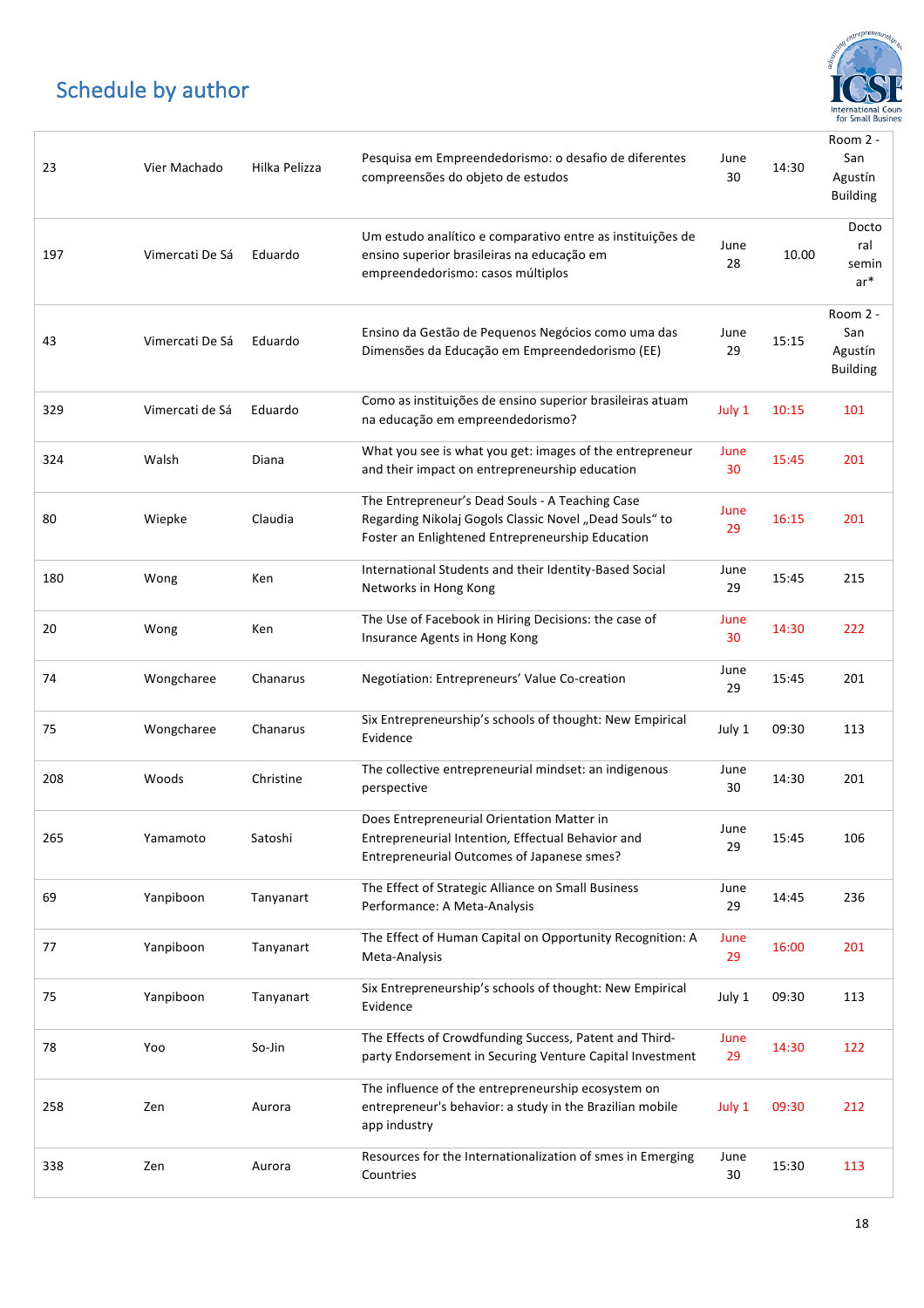# Schedule by author

| | | | | | | |
|---|---|---|---|---|---|---|
| 23 | Vier Machado | Hilka Pelizza | Pesquisa em Empreendedorismo: o desafio de diferentes compreensões do objeto de estudos | June 30 | 14:30 | Room 2 - San Agustín Building |
| 197 | Vimercati De Sá | Eduardo | Um estudo analítico e comparativo entre as instituições de ensino superior brasileiras na educação em empreendedorismo: casos múltiplos | June 28 | 10.00 | Doctoral seminar* |
| 43 | Vimercati De Sá | Eduardo | Ensino da Gestão de Pequenos Negócios como uma das Dimensões da Educação em Empreendedorismo (EE) | June 29 | 15:15 | Room 2 - San Agustín Building |
| 329 | Vimercati de Sá | Eduardo | Como as instituições de ensino superior brasileiras atuam na educação em empreendedorismo? | July 1 | 10:15 | 101 |
| 324 | Walsh | Diana | What you see is what you get: images of the entrepreneur and their impact on entrepreneurship education | June 30 | 15:45 | 201 |
| 80 | Wiepke | Claudia | The Entrepreneur's Dead Souls - A Teaching Case Regarding Nikolaj Gogols Classic Novel „Dead Souls" to Foster an Enlightened Entrepreneurship Education | June 29 | 16:15 | 201 |
| 180 | Wong | Ken | International Students and their Identity-Based Social Networks in Hong Kong | June 29 | 15:45 | 215 |
| 20 | Wong | Ken | The Use of Facebook in Hiring Decisions: the case of Insurance Agents in Hong Kong | June 30 | 14:30 | 222 |
| 74 | Wongcharee | Chanarus | Negotiation: Entrepreneurs' Value Co-creation | June 29 | 15:45 | 201 |
| 75 | Wongcharee | Chanarus | Six Entrepreneurship's schools of thought: New Empirical Evidence | July 1 | 09:30 | 113 |
| 208 | Woods | Christine | The collective entrepreneurial mindset: an indigenous perspective | June 30 | 14:30 | 201 |
| 265 | Yamamoto | Satoshi | Does Entrepreneurial Orientation Matter in Entrepreneurial Intention, Effectual Behavior and Entrepreneurial Outcomes of Japanese smes? | June 29 | 15:45 | 106 |
| 69 | Yanpiboon | Tanyanart | The Effect of Strategic Alliance on Small Business Performance: A Meta-Analysis | June 29 | 14:45 | 236 |
| 77 | Yanpiboon | Tanyanart | The Effect of Human Capital on Opportunity Recognition: A Meta-Analysis | June 29 | 16:00 | 201 |
| 75 | Yanpiboon | Tanyanart | Six Entrepreneurship's schools of thought: New Empirical Evidence | July 1 | 09:30 | 113 |
| 78 | Yoo | So-Jin | The Effects of Crowdfunding Success, Patent and Third-party Endorsement in Securing Venture Capital Investment | June 29 | 14:30 | 122 |
| 258 | Zen | Aurora | The influence of the entrepreneurship ecosystem on entrepreneur's behavior: a study in the Brazilian mobile app industry | July 1 | 09:30 | 212 |
| 338 | Zen | Aurora | Resources for the Internationalization of smes in Emerging Countries | June 30 | 15:30 | 113 |